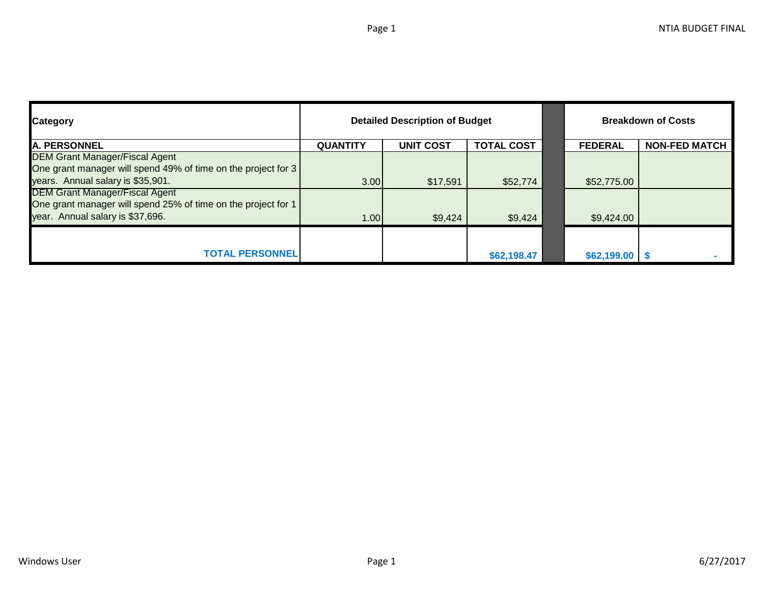| Category | Detailed Description of Budget | | | | Breakdown of Costs | |
|---|---|---|---|---|---|---|
| **A. PERSONNEL** | **QUANTITY** | **UNIT COST** | **TOTAL COST** | | **FEDERAL** | **NON-FED MATCH** |
| DEM Grant Manager/Fiscal Agent<br>One grant manager will spend 49% of time on the project for 3 years. Annual salary is $35,901. | 3.00 | $17,591 | $52,774 | | $52,775.00 | |
| DEM Grant Manager/Fiscal Agent<br>One grant manager will spend 25% of time on the project for 1 year. Annual salary is $37,696. | 1.00 | $9,424 | $9,424 | | $9,424.00 | |
| **TOTAL PERSONNEL** | | | **$62,198.47** | | **$62,199.00** | **$ -** |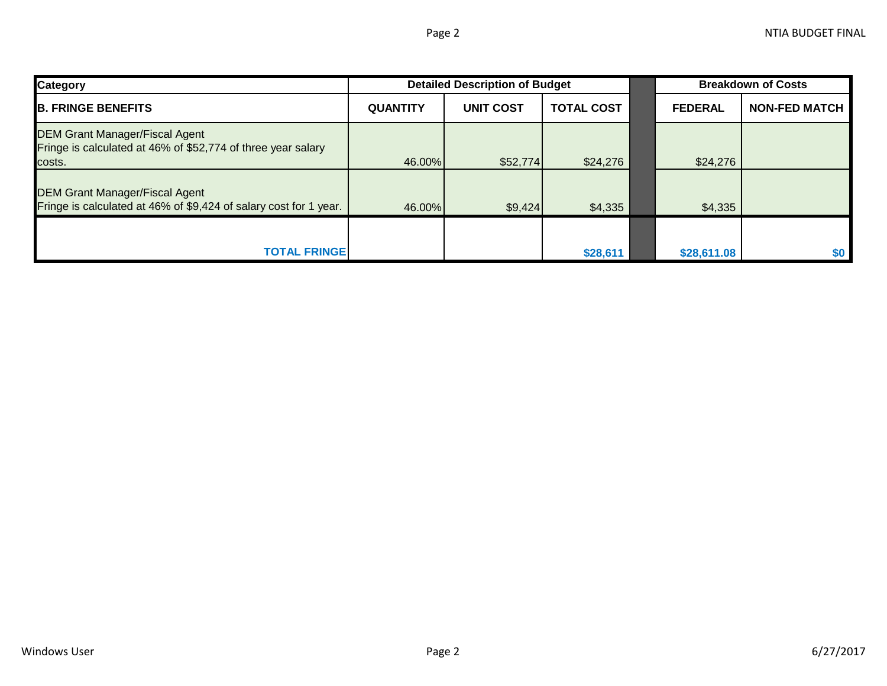| Category | Detailed Description of Budget | | | | Breakdown of Costs | |
|---|---|---|---|---|---|---|
| **B. FRINGE BENEFITS** | **QUANTITY** | **UNIT COST** | **TOTAL COST** | | **FEDERAL** | **NON-FED MATCH** |
| DEM Grant Manager/Fiscal Agent Fringe is calculated at 46% of $52,774 of three year salary costs. | 46.00% | $52,774 | $24,276 | | $24,276 | |
| DEM Grant Manager/Fiscal Agent Fringe is calculated at 46% of $9,424 of salary cost for 1 year. | 46.00% | $9,424 | $4,335 | | $4,335 | |
| **TOTAL FRINGE** | | | **$28,611** | | **$28,611.08** | **$0** |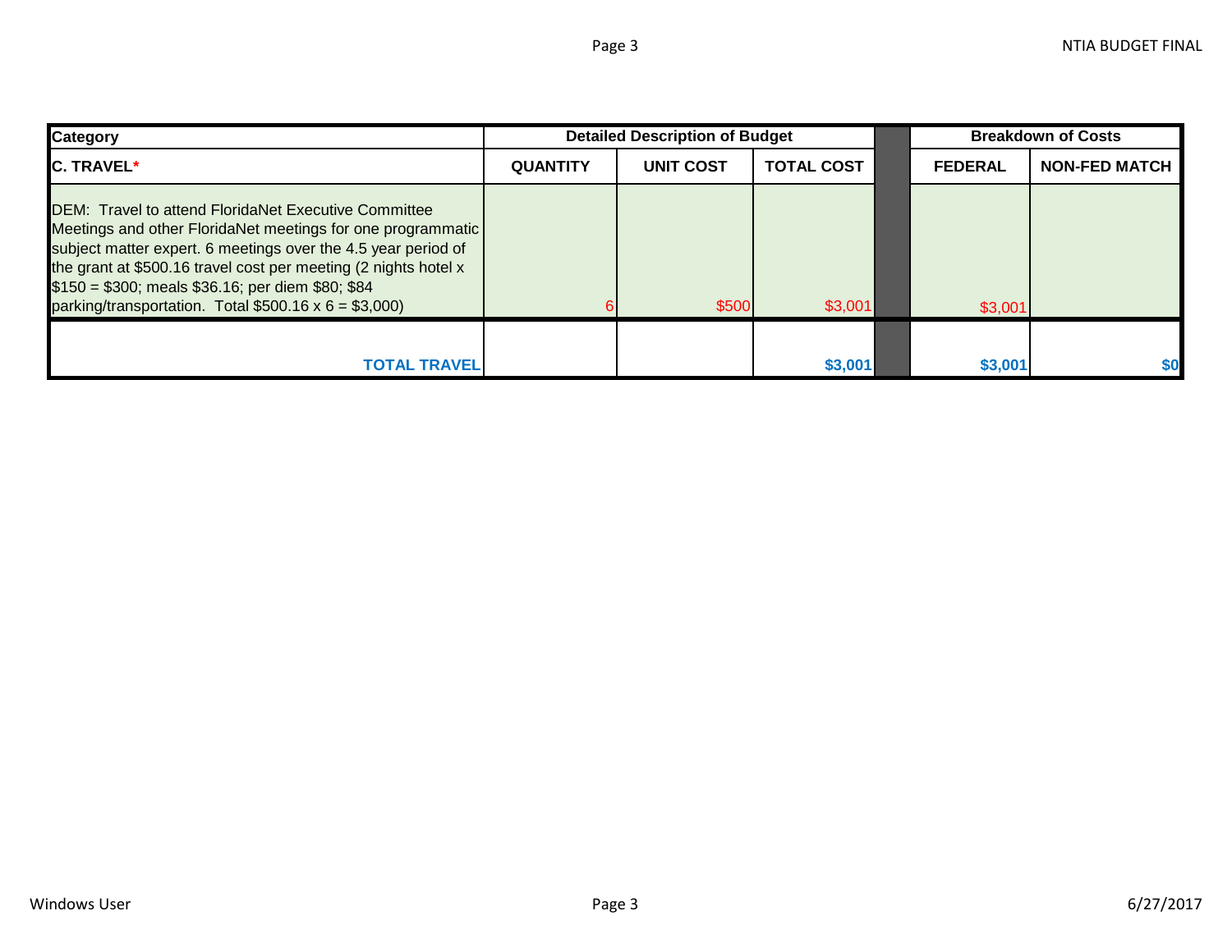| Category | Detailed Description of Budget | | | | Breakdown of Costs | |
|---|---|---|---|---|---|---|
| **C. TRAVEL*** | **QUANTITY** | **UNIT COST** | **TOTAL COST** | | **FEDERAL** | **NON-FED MATCH** |
| DEM: Travel to attend FloridaNet Executive Committee Meetings and other FloridaNet meetings for one programmatic subject matter expert. 6 meetings over the 4.5 year period of the grant at $500.16 travel cost per meeting (2 nights hotel x $150 = $300; meals $36.16; per diem $80; $84 parking/transportation. Total $500.16 x 6 = $3,000) | 6 | $500 | $3,001 | | $3,001 | |
| **TOTAL TRAVEL** | | | **$3,001** | | **$3,001** | **$0** |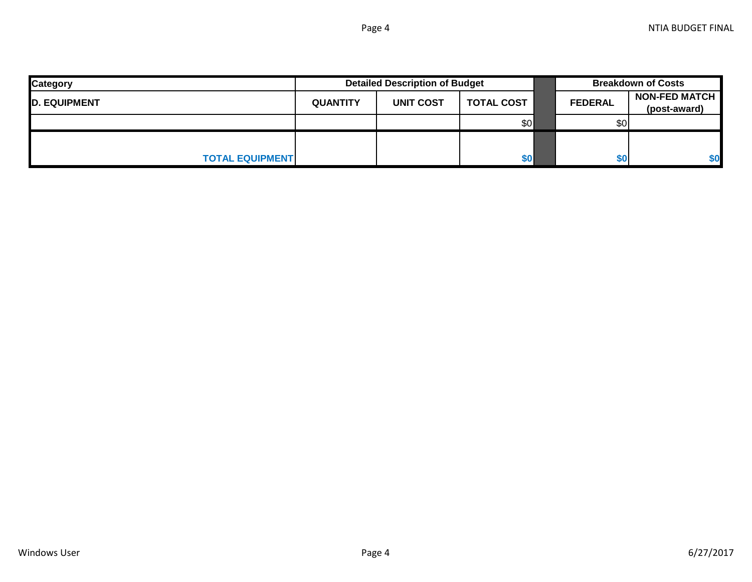| Category | Detailed Description of Budget | | | | Breakdown of Costs | |
|---|---|---|---|---|---|---|
| **D. EQUIPMENT** | **QUANTITY** | **UNIT COST** | **TOTAL COST** | | **FEDERAL** | **NON-FED MATCH (post-award)** |
| | | | $0 | | $0 | |
| **TOTAL EQUIPMENT** | | | **$0** | | **$0** | **$0** |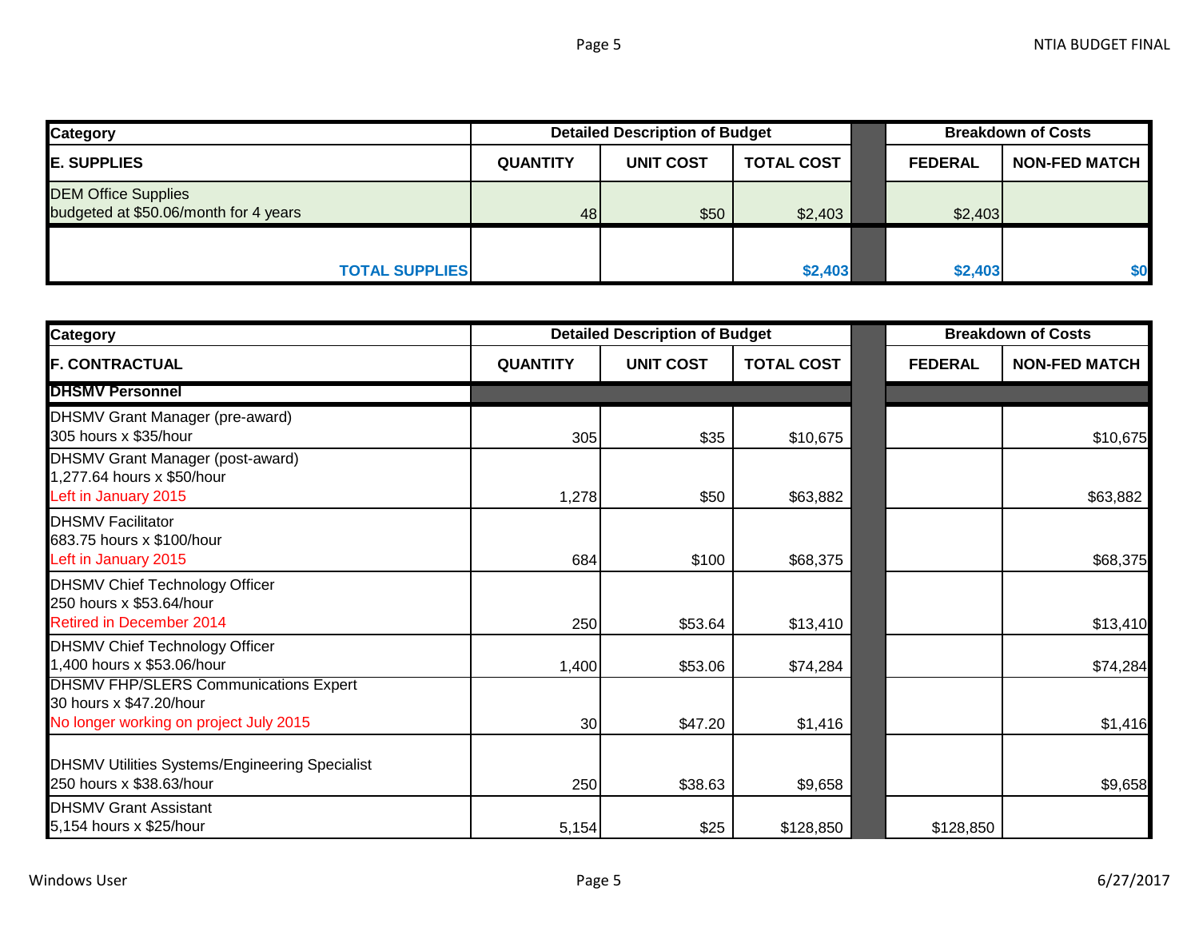| Category | Detailed Description of Budget | | | Breakdown of Costs | |
|---|---|---|---|---|---|
| **E. SUPPLIES** | **QUANTITY** | **UNIT COST** | **TOTAL COST** | **FEDERAL** | **NON-FED MATCH** |
| DEM Office Supplies<br>budgeted at $50.06/month for 4 years | 48 | $50 | $2,403 | $2,403 | |
| **TOTAL SUPPLIES** | | | **$2,403** | **$2,403** | **$0** |

| Category | Detailed Description of Budget | | | Breakdown of Costs | |
|---|---|---|---|---|---|
| **F. CONTRACTUAL** | **QUANTITY** | **UNIT COST** | **TOTAL COST** | **FEDERAL** | **NON-FED MATCH** |
| **DHSMV Personnel** | | | | | |
| DHSMV Grant Manager (pre-award)<br>305 hours x $35/hour | 305 | $35 | $10,675 | | $10,675 |
| DHSMV Grant Manager (post-award)<br>1,277.64 hours x $50/hour<br>Left in January 2015 | 1,278 | $50 | $63,882 | | $63,882 |
| DHSMV Facilitator<br>683.75 hours x $100/hour<br>Left in January 2015 | 684 | $100 | $68,375 | | $68,375 |
| DHSMV Chief Technology Officer<br>250 hours x $53.64/hour<br>Retired in December 2014 | 250 | $53.64 | $13,410 | | $13,410 |
| DHSMV Chief Technology Officer<br>1,400 hours x $53.06/hour | 1,400 | $53.06 | $74,284 | | $74,284 |
| DHSMV FHP/SLERS Communications Expert<br>30 hours x $47.20/hour<br>No longer working on project July 2015 | 30 | $47.20 | $1,416 | | $1,416 |
| DHSMV Utilities Systems/Engineering Specialist<br>250 hours x $38.63/hour | 250 | $38.63 | $9,658 | | $9,658 |
| DHSMV Grant Assistant<br>5,154 hours x $25/hour | 5,154 | $25 | $128,850 | $128,850 | |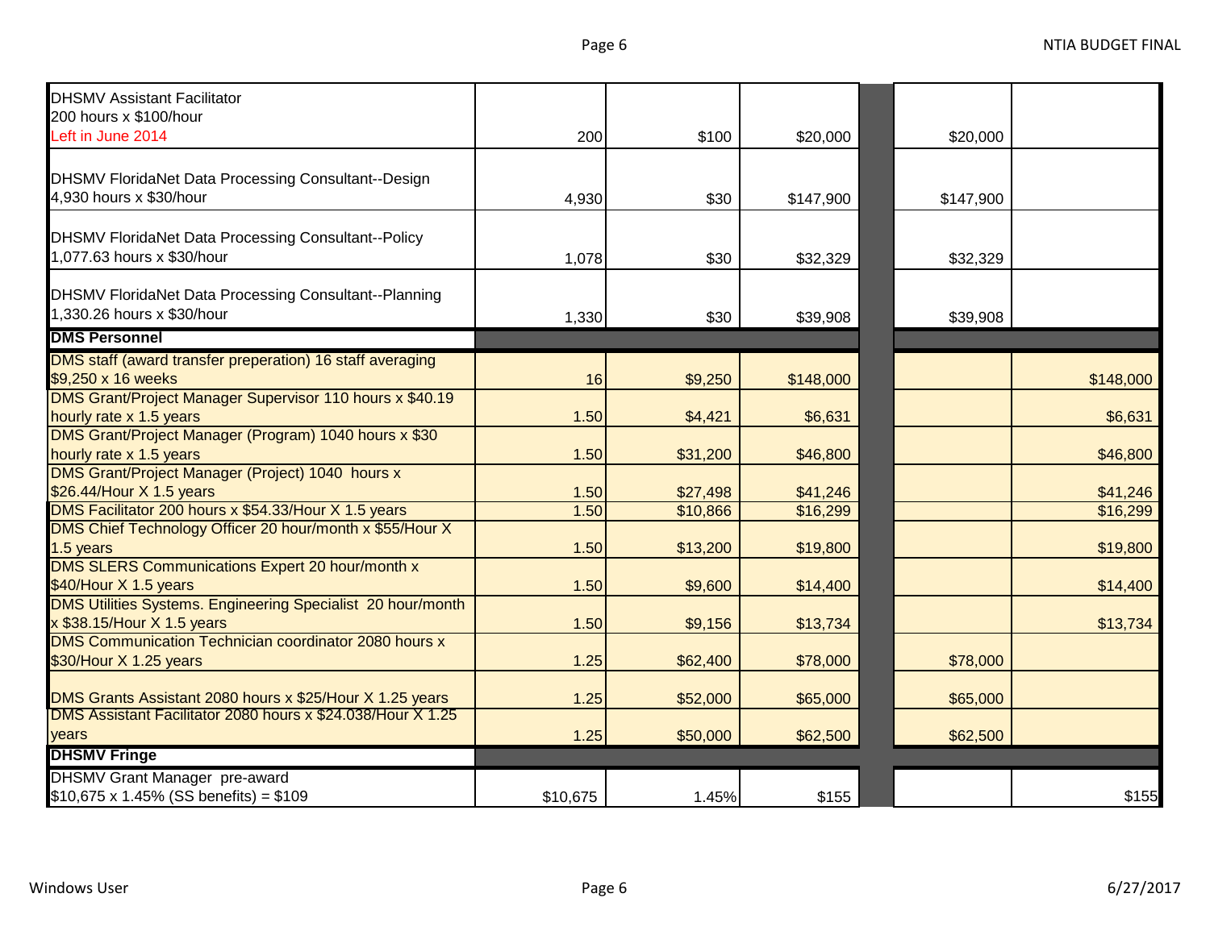| | | | | | | |
|---|---|---|---|---|---|---|
| DHSMV Assistant Facilitator<br>200 hours x $100/hour<br>Left in June 2014 | 200 | $100 | $20,000 | | $20,000 | |
| DHSMV FloridaNet Data Processing Consultant--Design<br>4,930 hours x $30/hour | 4,930 | $30 | $147,900 | | $147,900 | |
| DHSMV FloridaNet Data Processing Consultant--Policy<br>1,077.63 hours x $30/hour | 1,078 | $30 | $32,329 | | $32,329 | |
| DHSMV FloridaNet Data Processing Consultant--Planning<br>1,330.26 hours x $30/hour | 1,330 | $30 | $39,908 | | $39,908 | |
| **DMS Personnel** | | | | | | |
| DMS staff (award transfer preperation) 16 staff averaging $9,250 x 16 weeks | 16 | $9,250 | $148,000 | | | $148,000 |
| DMS Grant/Project Manager Supervisor 110 hours x $40.19 hourly rate x 1.5 years | 1.50 | $4,421 | $6,631 | | | $6,631 |
| DMS Grant/Project Manager (Program) 1040 hours x $30 hourly rate x 1.5 years | 1.50 | $31,200 | $46,800 | | | $46,800 |
| DMS Grant/Project Manager (Project) 1040 hours x $26.44/Hour X 1.5 years | 1.50 | $27,498 | $41,246 | | | $41,246 |
| DMS Facilitator 200 hours x $54.33/Hour X 1.5 years | 1.50 | $10,866 | $16,299 | | | $16,299 |
| DMS Chief Technology Officer 20 hour/month x $55/Hour X 1.5 years | 1.50 | $13,200 | $19,800 | | | $19,800 |
| DMS SLERS Communications Expert 20 hour/month x $40/Hour X 1.5 years | 1.50 | $9,600 | $14,400 | | | $14,400 |
| DMS Utilities Systems. Engineering Specialist 20 hour/month x $38.15/Hour X 1.5 years | 1.50 | $9,156 | $13,734 | | | $13,734 |
| DMS Communication Technician coordinator 2080 hours x $30/Hour X 1.25 years | 1.25 | $62,400 | $78,000 | | $78,000 | |
| DMS Grants Assistant 2080 hours x $25/Hour X 1.25 years | 1.25 | $52,000 | $65,000 | | $65,000 | |
| DMS Assistant Facilitator 2080 hours x $24.038/Hour X 1.25 years | 1.25 | $50,000 | $62,500 | | $62,500 | |
| **DHSMV Fringe** | | | | | | |
| DHSMV Grant Manager pre-award<br>$10,675 x 1.45% (SS benefits) = $109 | $10,675 | 1.45% | $155 | | | $155 |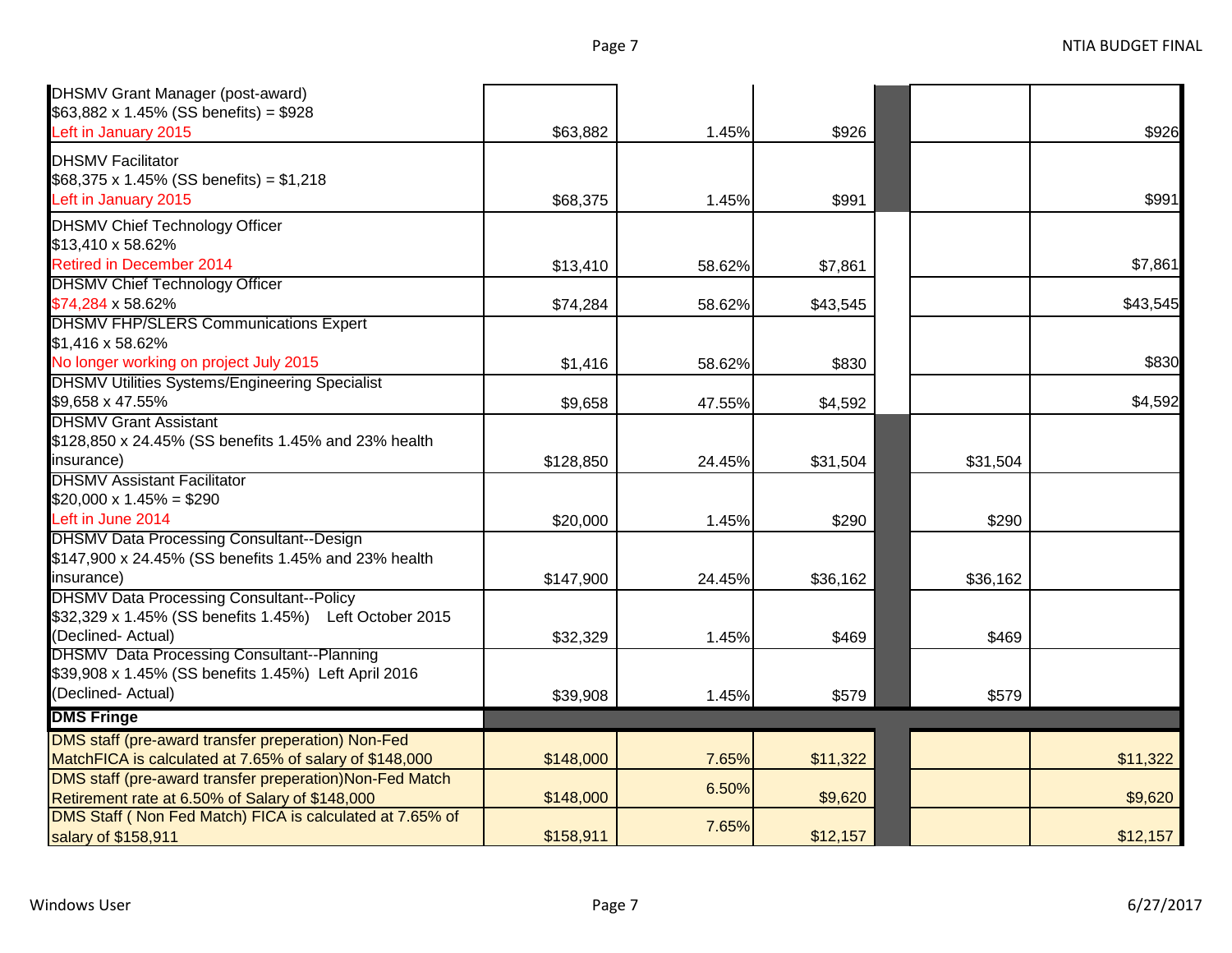| | | | | | | |
|---|---|---|---|---|---|---|
| DHSMV Grant Manager (post-award) $63,882 x 1.45% (SS benefits) = $928 Left in January 2015 | $63,882 | 1.45% | $926 | | | $926 |
| DHSMV Facilitator $68,375 x 1.45% (SS benefits) = $1,218 Left in January 2015 | $68,375 | 1.45% | $991 | | | $991 |
| DHSMV Chief Technology Officer $13,410 x 58.62% Retired in December 2014 | $13,410 | 58.62% | $7,861 | | | $7,861 |
| DHSMV Chief Technology Officer $74,284 x 58.62% | $74,284 | 58.62% | $43,545 | | | $43,545 |
| DHSMV FHP/SLERS Communications Expert $1,416 x 58.62% No longer working on project July 2015 | $1,416 | 58.62% | $830 | | | $830 |
| DHSMV Utilities Systems/Engineering Specialist $9,658 x 47.55% | $9,658 | 47.55% | $4,592 | | | $4,592 |
| DHSMV Grant Assistant $128,850 x 24.45% (SS benefits 1.45% and 23% health insurance) | $128,850 | 24.45% | $31,504 | | $31,504 | |
| DHSMV Assistant Facilitator $20,000 x 1.45% = $290 Left in June 2014 | $20,000 | 1.45% | $290 | | $290 | |
| DHSMV Data Processing Consultant--Design $147,900 x 24.45% (SS benefits 1.45% and 23% health insurance) | $147,900 | 24.45% | $36,162 | | $36,162 | |
| DHSMV Data Processing Consultant--Policy $32,329 x 1.45% (SS benefits 1.45%) Left October 2015 (Declined- Actual) | $32,329 | 1.45% | $469 | | $469 | |
| DHSMV Data Processing Consultant--Planning $39,908 x 1.45% (SS benefits 1.45%) Left April 2016 (Declined- Actual) | $39,908 | 1.45% | $579 | | $579 | |
| **DMS Fringe** | | | | | | |
| DMS staff (pre-award transfer preperation) Non-Fed MatchFICA is calculated at 7.65% of salary of $148,000 | $148,000 | 7.65% | $11,322 | | | $11,322 |
| DMS staff (pre-award transfer preperation)Non-Fed Match Retirement rate at 6.50% of Salary of $148,000 | $148,000 | 6.50% | $9,620 | | | $9,620 |
| DMS Staff ( Non Fed Match) FICA is calculated at 7.65% of salary of $158,911 | $158,911 | 7.65% | $12,157 | | | $12,157 |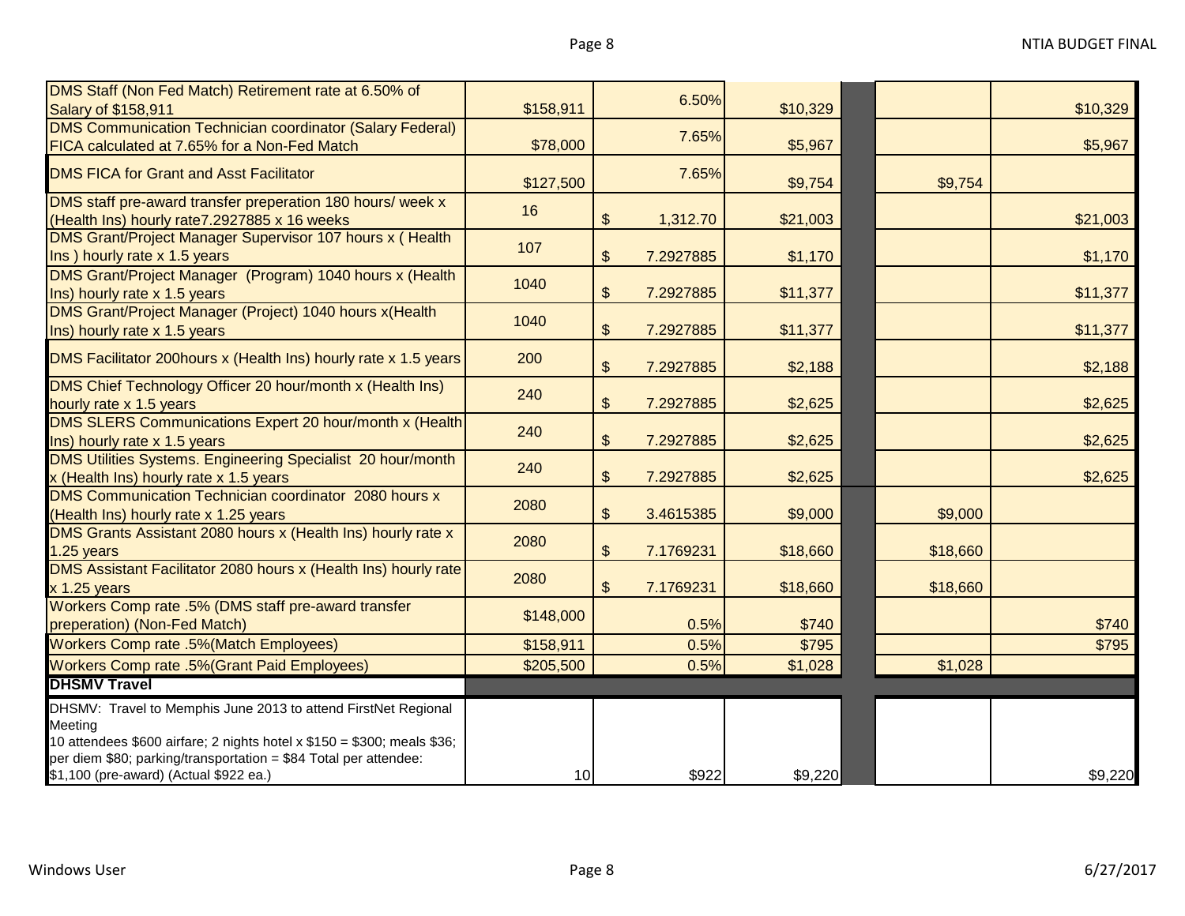| Description | Qty/Base | Rate | Total | | Federal | Non-Federal |
|---|---|---|---|---|---|---|
| DMS Staff (Non Fed Match) Retirement rate at 6.50% of Salary of $158,911 | $158,911 | 6.50% | $10,329 | | | $10,329 |
| DMS Communication Technician coordinator (Salary Federal) FICA calculated at 7.65% for a Non-Fed Match | $78,000 | 7.65% | $5,967 | | | $5,967 |
| DMS FICA for Grant and Asst Facilitator | $127,500 | 7.65% | $9,754 | | $9,754 | |
| DMS staff pre-award transfer preperation 180 hours/ week x (Health Ins) hourly rate7.2927885 x 16 weeks | 16 | $ 1,312.70 | $21,003 | | | $21,003 |
| DMS Grant/Project Manager Supervisor 107 hours x ( Health Ins ) hourly rate x 1.5 years | 107 | $ 7.2927885 | $1,170 | | | $1,170 |
| DMS Grant/Project Manager (Program) 1040 hours x (Health Ins) hourly rate x 1.5 years | 1040 | $ 7.2927885 | $11,377 | | | $11,377 |
| DMS Grant/Project Manager (Project) 1040 hours x(Health Ins) hourly rate x 1.5 years | 1040 | $ 7.2927885 | $11,377 | | | $11,377 |
| DMS Facilitator 200hours x (Health Ins) hourly rate x 1.5 years | 200 | $ 7.2927885 | $2,188 | | | $2,188 |
| DMS Chief Technology Officer 20 hour/month x (Health Ins) hourly rate x 1.5 years | 240 | $ 7.2927885 | $2,625 | | | $2,625 |
| DMS SLERS Communications Expert 20 hour/month x (Health Ins) hourly rate x 1.5 years | 240 | $ 7.2927885 | $2,625 | | | $2,625 |
| DMS Utilities Systems. Engineering Specialist 20 hour/month x (Health Ins) hourly rate x 1.5 years | 240 | $ 7.2927885 | $2,625 | | | $2,625 |
| DMS Communication Technician coordinator 2080 hours x (Health Ins) hourly rate x 1.25 years | 2080 | $ 3.4615385 | $9,000 | | $9,000 | |
| DMS Grants Assistant 2080 hours x (Health Ins) hourly rate x 1.25 years | 2080 | $ 7.1769231 | $18,660 | | $18,660 | |
| DMS Assistant Facilitator 2080 hours x (Health Ins) hourly rate x 1.25 years | 2080 | $ 7.1769231 | $18,660 | | $18,660 | |
| Workers Comp rate .5% (DMS staff pre-award transfer preperation) (Non-Fed Match) | $148,000 | 0.5% | $740 | | | $740 |
| Workers Comp rate .5%(Match Employees) | $158,911 | 0.5% | $795 | | | $795 |
| Workers Comp rate .5%(Grant Paid Employees) | $205,500 | 0.5% | $1,028 | | $1,028 | |
| **DHSMV Travel** | | | | | | |
| DHSMV: Travel to Memphis June 2013 to attend FirstNet Regional Meeting 10 attendees $600 airfare; 2 nights hotel x $150 = $300; meals $36; per diem $80; parking/transportation = $84 Total per attendee: $1,100 (pre-award) (Actual $922 ea.) | 10 | $922 | $9,220 | | | $9,220 |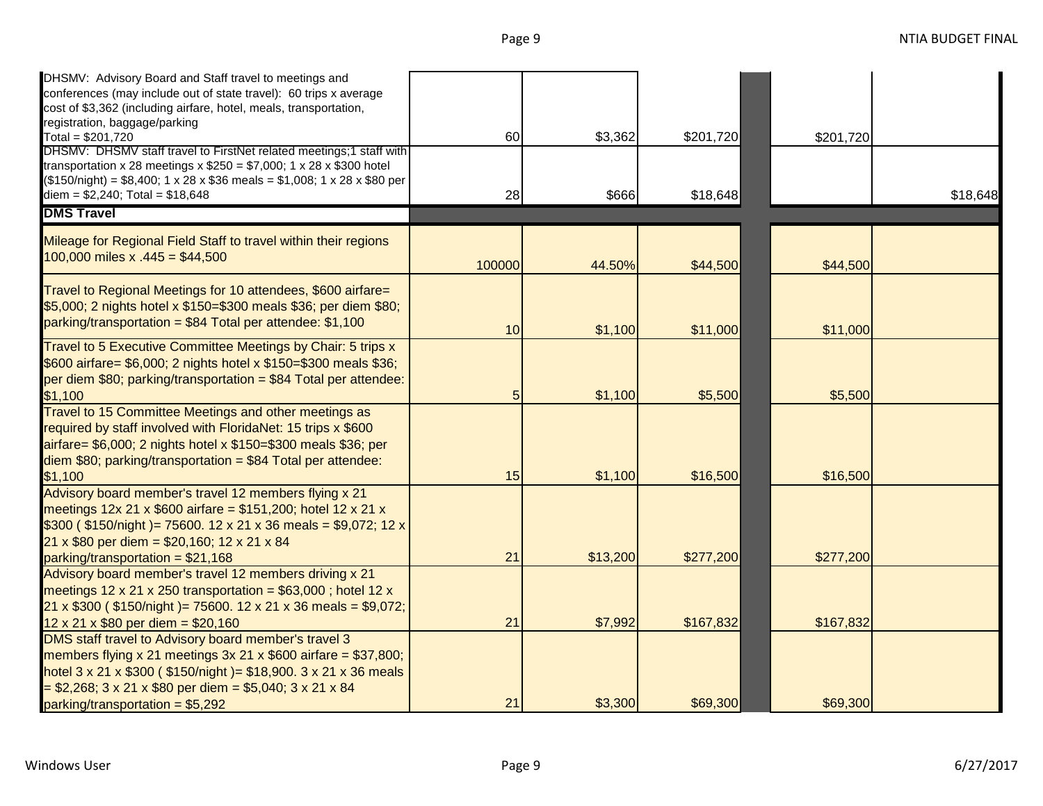| | | | | | | |
|---|---|---|---|---|---|---|
| DHSMV: Advisory Board and Staff travel to meetings and conferences (may include out of state travel): 60 trips x average cost of $3,362 (including airfare, hotel, meals, transportation, registration, baggage/parking Total = $201,720 | 60 | $3,362 | $201,720 | | $201,720 | |
| DHSMV: DHSMV staff travel to FirstNet related meetings;1 staff with transportation x 28 meetings x $250 = $7,000; 1 x 28 x $300 hotel ($150/night) = $8,400; 1 x 28 x $36 meals = $1,008; 1 x 28 x $80 per diem = $2,240; Total = $18,648 | 28 | $666 | $18,648 | | | $18,648 |
| **DMS Travel** | | | | | | |
| Mileage for Regional Field Staff to travel within their regions 100,000 miles x .445 = $44,500 | 100000 | 44.50% | $44,500 | | $44,500 | |
| Travel to Regional Meetings for 10 attendees, $600 airfare= $5,000; 2 nights hotel x $150=$300 meals $36; per diem $80; parking/transportation = $84 Total per attendee: $1,100 | 10 | $1,100 | $11,000 | | $11,000 | |
| Travel to 5 Executive Committee Meetings by Chair: 5 trips x $600 airfare= $6,000; 2 nights hotel x $150=$300 meals $36; per diem $80; parking/transportation = $84 Total per attendee: $1,100 | 5 | $1,100 | $5,500 | | $5,500 | |
| Travel to 15 Committee Meetings and other meetings as required by staff involved with FloridaNet: 15 trips x $600 airfare= $6,000; 2 nights hotel x $150=$300 meals $36; per diem $80; parking/transportation = $84 Total per attendee: $1,100 | 15 | $1,100 | $16,500 | | $16,500 | |
| Advisory board member's travel 12 members flying x 21 meetings 12x 21 x $600 airfare = $151,200; hotel 12 x 21 x $300 ( $150/night )= 75600. 12 x 21 x 36 meals = $9,072; 12 x 21 x $80 per diem = $20,160; 12 x 21 x 84 parking/transportation = $21,168 | 21 | $13,200 | $277,200 | | $277,200 | |
| Advisory board member's travel 12 members driving x 21 meetings 12 x 21 x 250 transportation = $63,000 ; hotel 12 x 21 x $300 ( $150/night )= 75600. 12 x 21 x 36 meals = $9,072; 12 x 21 x $80 per diem = $20,160 | 21 | $7,992 | $167,832 | | $167,832 | |
| DMS staff travel to Advisory board member's travel 3 members flying x 21 meetings 3x 21 x $600 airfare = $37,800; hotel 3 x 21 x $300 ( $150/night )= $18,900. 3 x 21 x 36 meals = $2,268; 3 x 21 x $80 per diem = $5,040; 3 x 21 x 84 parking/transportation = $5,292 | 21 | $3,300 | $69,300 | | $69,300 | |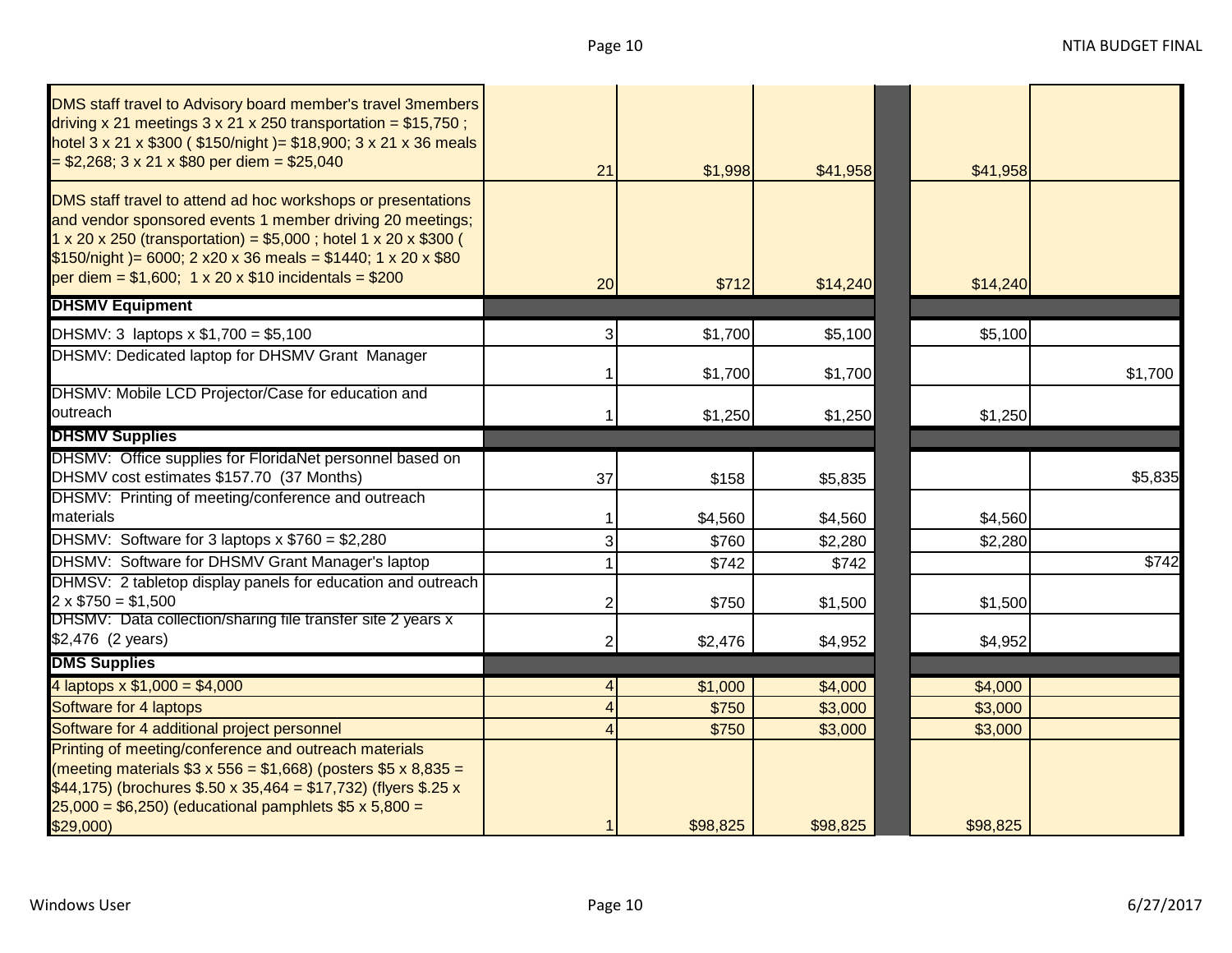| | | | | | | |
|---|---|---|---|---|---|---|
| DMS staff travel to Advisory board member's travel 3members driving x 21 meetings 3 x 21 x 250 transportation = $15,750 ; hotel 3 x 21 x $300 ( $150/night )= $18,900; 3 x 21 x 36 meals = $2,268; 3 x 21 x $80 per diem = $25,040 | 21 | $1,998 | $41,958 | | $41,958 | |
| DMS staff travel to attend ad hoc workshops or presentations and vendor sponsored events 1 member driving 20 meetings; 1 x 20 x 250 (transportation) = $5,000 ; hotel 1 x 20 x $300 ( $150/night )= 6000; 2 x20 x 36 meals = $1440; 1 x 20 x $80 per diem = $1,600; 1 x 20 x $10 incidentals = $200 | 20 | $712 | $14,240 | | $14,240 | |
| **DHSMV Equipment** | | | | | | |
| DHSMV: 3 laptops x $1,700 = $5,100 | 3 | $1,700 | $5,100 | | $5,100 | |
| DHSMV: Dedicated laptop for DHSMV Grant Manager | 1 | $1,700 | $1,700 | | | $1,700 |
| DHSMV: Mobile LCD Projector/Case for education and outreach | 1 | $1,250 | $1,250 | | $1,250 | |
| **DHSMV Supplies** | | | | | | |
| DHSMV: Office supplies for FloridaNet personnel based on DHSMV cost estimates $157.70 (37 Months) | 37 | $158 | $5,835 | | | $5,835 |
| DHSMV: Printing of meeting/conference and outreach materials | 1 | $4,560 | $4,560 | | $4,560 | |
| DHSMV: Software for 3 laptops x $760 = $2,280 | 3 | $760 | $2,280 | | $2,280 | |
| DHSMV: Software for DHSMV Grant Manager's laptop | 1 | $742 | $742 | | | $742 |
| DHMSV: 2 tabletop display panels for education and outreach 2 x $750 = $1,500 | 2 | $750 | $1,500 | | $1,500 | |
| DHSMV: Data collection/sharing file transfer site 2 years x $2,476 (2 years) | 2 | $2,476 | $4,952 | | $4,952 | |
| **DMS Supplies** | | | | | | |
| 4 laptops x $1,000 = $4,000 | 4 | $1,000 | $4,000 | | $4,000 | |
| Software for 4 laptops | 4 | $750 | $3,000 | | $3,000 | |
| Software for 4 additional project personnel | 4 | $750 | $3,000 | | $3,000 | |
| Printing of meeting/conference and outreach materials (meeting materials $3 x 556 = $1,668) (posters $5 x 8,835 = $44,175) (brochures $.50 x 35,464 = $17,732) (flyers $.25 x 25,000 = $6,250) (educational pamphlets $5 x 5,800 = $29,000) | 1 | $98,825 | $98,825 | | $98,825 | |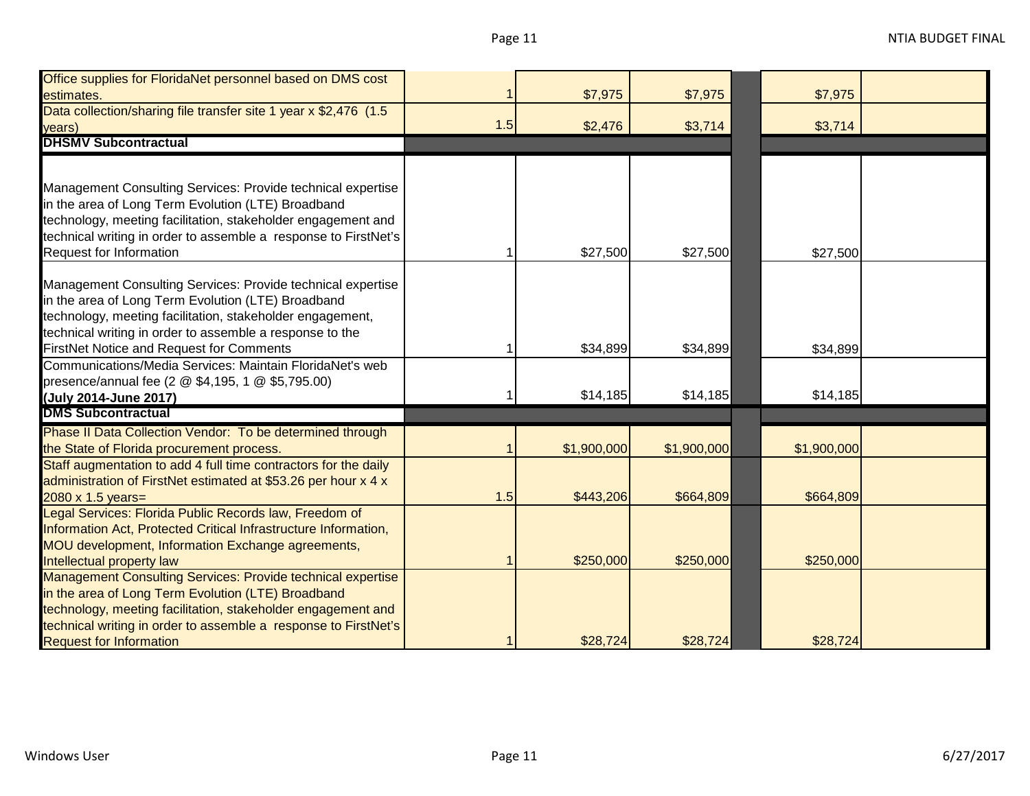| Description | Quantity | Unit Cost | Total Cost | | Federal | Non-Federal |
|---|---|---|---|---|---|---|
| Office supplies for FloridaNet personnel based on DMS cost estimates. | 1 | $7,975 | $7,975 | | $7,975 | |
| Data collection/sharing file transfer site 1 year x $2,476 (1.5 years) | 1.5 | $2,476 | $3,714 | | $3,714 | |
| **DHSMV Subcontractual** | | | | | | |
| Management Consulting Services: Provide technical expertise in the area of Long Term Evolution (LTE) Broadband technology, meeting facilitation, stakeholder engagement and technical writing in order to assemble a response to FirstNet's Request for Information | 1 | $27,500 | $27,500 | | $27,500 | |
| Management Consulting Services: Provide technical expertise in the area of Long Term Evolution (LTE) Broadband technology, meeting facilitation, stakeholder engagement, technical writing in order to assemble a response to the FirstNet Notice and Request for Comments | 1 | $34,899 | $34,899 | | $34,899 | |
| Communications/Media Services: Maintain FloridaNet's web presence/annual fee (2 @ $4,195, 1 @ $5,795.00) **(July 2014-June 2017)** | 1 | $14,185 | $14,185 | | $14,185 | |
| **DMS Subcontractual** | | | | | | |
| Phase II Data Collection Vendor: To be determined through the State of Florida procurement process. | 1 | $1,900,000 | $1,900,000 | | $1,900,000 | |
| Staff augmentation to add 4 full time contractors for the daily administration of FirstNet estimated at $53.26 per hour x 4 x 2080 x 1.5 years= | 1.5 | $443,206 | $664,809 | | $664,809 | |
| Legal Services: Florida Public Records law, Freedom of Information Act, Protected Critical Infrastructure Information, MOU development, Information Exchange agreements, Intellectual property law | 1 | $250,000 | $250,000 | | $250,000 | |
| Management Consulting Services: Provide technical expertise in the area of Long Term Evolution (LTE) Broadband technology, meeting facilitation, stakeholder engagement and technical writing in order to assemble a response to FirstNet's Request for Information | 1 | $28,724 | $28,724 | | $28,724 | |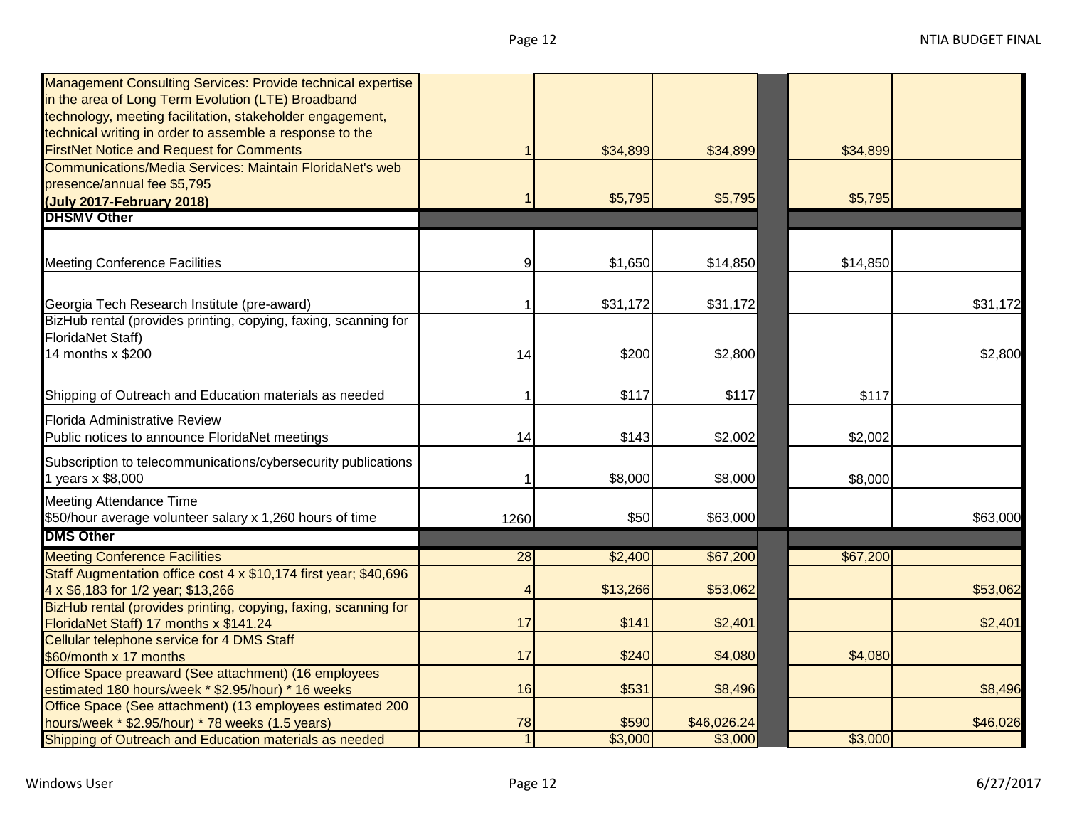| | | | | | | |
|---|---|---|---|---|---|---|
| Management Consulting Services: Provide technical expertise in the area of Long Term Evolution (LTE) Broadband technology, meeting facilitation, stakeholder engagement, technical writing in order to assemble a response to the FirstNet Notice and Request for Comments | 1 | $34,899 | $34,899 | | $34,899 | |
| Communications/Media Services: Maintain FloridaNet's web presence/annual fee $5,795 **(July 2017-February 2018)** | 1 | $5,795 | $5,795 | | $5,795 | |
| **DHSMV Other** | | | | | | |
| Meeting Conference Facilities | 9 | $1,650 | $14,850 | | $14,850 | |
| Georgia Tech Research Institute (pre-award) | 1 | $31,172 | $31,172 | | | $31,172 |
| BizHub rental (provides printing, copying, faxing, scanning for FloridaNet Staff) 14 months x $200 | 14 | $200 | $2,800 | | | $2,800 |
| Shipping of Outreach and Education materials as needed | 1 | $117 | $117 | | $117 | |
| Florida Administrative Review Public notices to announce FloridaNet meetings | 14 | $143 | $2,002 | | $2,002 | |
| Subscription to telecommunications/cybersecurity publications 1 years x $8,000 | 1 | $8,000 | $8,000 | | $8,000 | |
| Meeting Attendance Time $50/hour average volunteer salary x 1,260 hours of time | 1260 | $50 | $63,000 | | | $63,000 |
| **DMS Other** | | | | | | |
| Meeting Conference Facilities | 28 | $2,400 | $67,200 | | $67,200 | |
| Staff Augmentation office cost 4 x $10,174 first year; $40,696 4 x $6,183 for 1/2 year; $13,266 | 4 | $13,266 | $53,062 | | | $53,062 |
| BizHub rental (provides printing, copying, faxing, scanning for FloridaNet Staff) 17 months x $141.24 | 17 | $141 | $2,401 | | | $2,401 |
| Cellular telephone service for 4 DMS Staff $60/month x 17 months | 17 | $240 | $4,080 | | $4,080 | |
| Office Space preaward (See attachment) (16 employees estimated 180 hours/week * $2.95/hour) * 16 weeks | 16 | $531 | $8,496 | | | $8,496 |
| Office Space (See attachment) (13 employees estimated 200 hours/week * $2.95/hour) * 78 weeks (1.5 years) | 78 | $590 | $46,026.24 | | | $46,026 |
| Shipping of Outreach and Education materials as needed | 1 | $3,000 | $3,000 | | $3,000 | |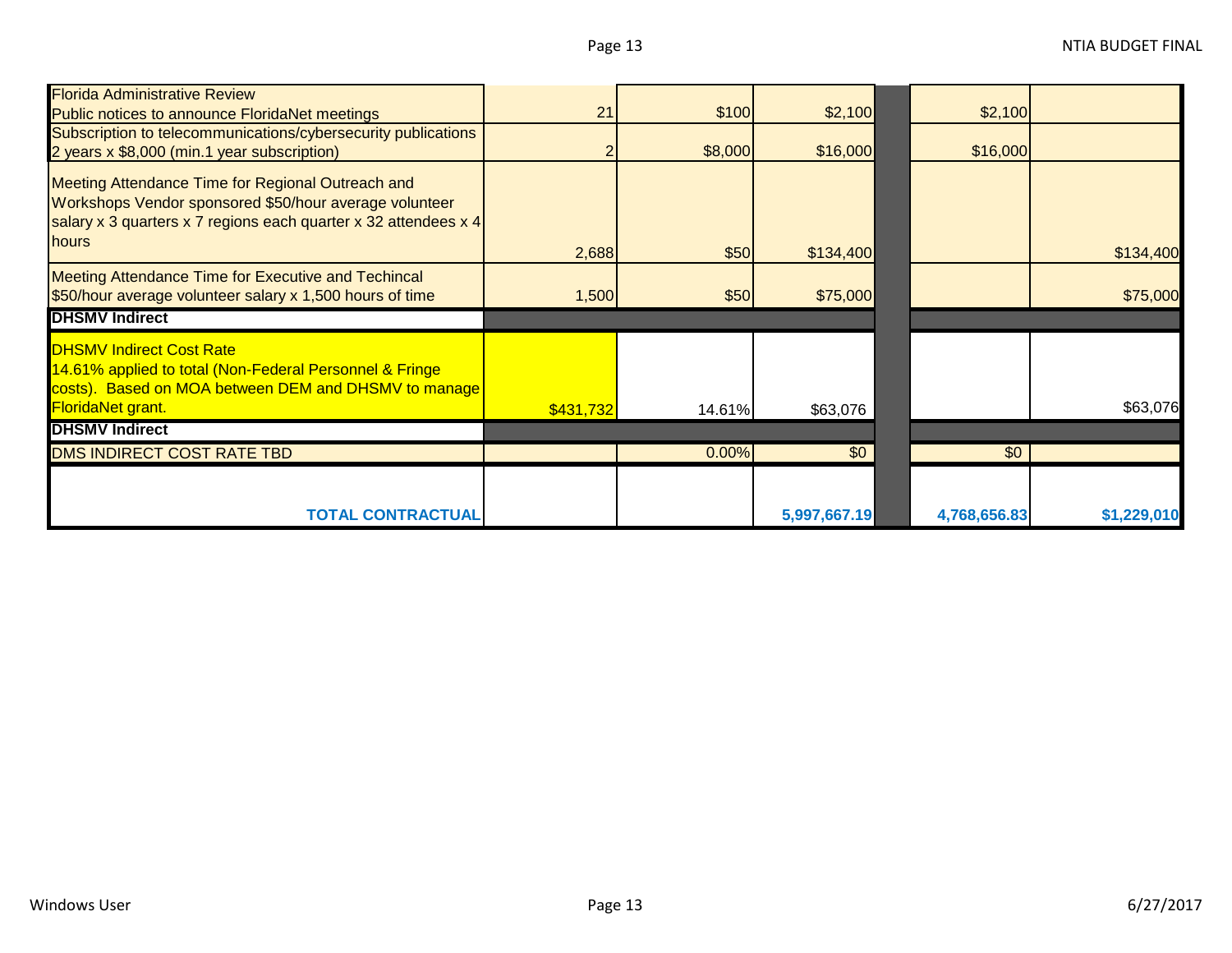| | | | | | | |
|---|---|---|---|---|---|---|
| Florida Administrative Review Public notices to announce FloridaNet meetings | 21 | $100 | $2,100 | | $2,100 | |
| Subscription to telecommunications/cybersecurity publications 2 years x $8,000 (min.1 year subscription) | 2 | $8,000 | $16,000 | | $16,000 | |
| Meeting Attendance Time for Regional Outreach and Workshops Vendor sponsored $50/hour average volunteer salary x 3 quarters x 7 regions each quarter x 32 attendees x 4 hours | 2,688 | $50 | $134,400 | | | $134,400 |
| Meeting Attendance Time for Executive and Techincal $50/hour average volunteer salary x 1,500 hours of time | 1,500 | $50 | $75,000 | | | $75,000 |
| **DHSMV Indirect** | | | | | | |
| DHSMV Indirect Cost Rate 14.61% applied to total (Non-Federal Personnel & Fringe costs). Based on MOA between DEM and DHSMV to manage FloridaNet grant. | $431,732 | 14.61% | $63,076 | | | $63,076 |
| **DHSMV Indirect** | | | | | | |
| DMS INDIRECT COST RATE TBD | | 0.00% | $0 | | $0 | |
| **TOTAL CONTRACTUAL** | | | **5,997,667.19** | | **4,768,656.83** | **$1,229,010** |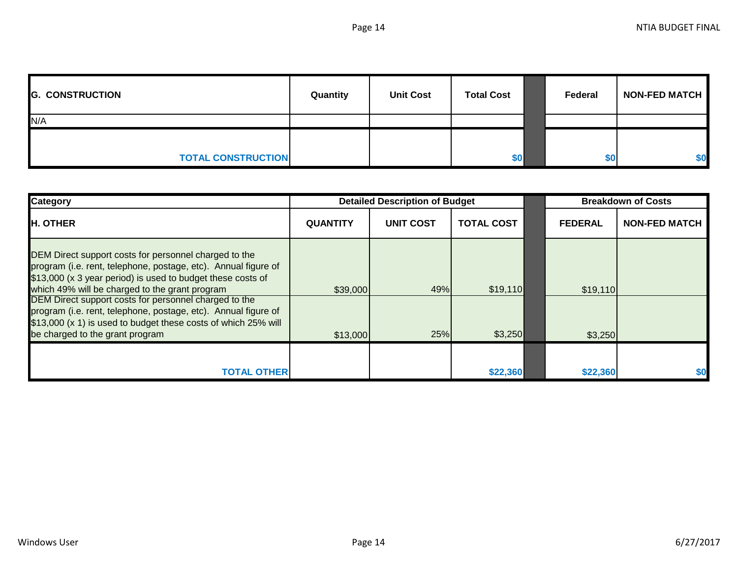| G. CONSTRUCTION | Quantity | Unit Cost | Total Cost | | Federal | NON-FED MATCH |
|---|---|---|---|---|---|---|
| N/A | | | | | | |
| TOTAL CONSTRUCTION | | | $0 | | $0 | $0 |

| Category | Detailed Description of Budget | | | | Breakdown of Costs | |
|---|---|---|---|---|---|---|
| H. OTHER | QUANTITY | UNIT COST | TOTAL COST | | FEDERAL | NON-FED MATCH |
| DEM Direct support costs for personnel charged to the program (i.e. rent, telephone, postage, etc). Annual figure of $13,000 (x 3 year period) is used to budget these costs of which 49% will be charged to the grant program | $39,000 | 49% | $19,110 | | $19,110 | |
| DEM Direct support costs for personnel charged to the program (i.e. rent, telephone, postage, etc). Annual figure of $13,000 (x 1) is used to budget these costs of which 25% will be charged to the grant program | $13,000 | 25% | $3,250 | | $3,250 | |
| TOTAL OTHER | | | $22,360 | | $22,360 | $0 |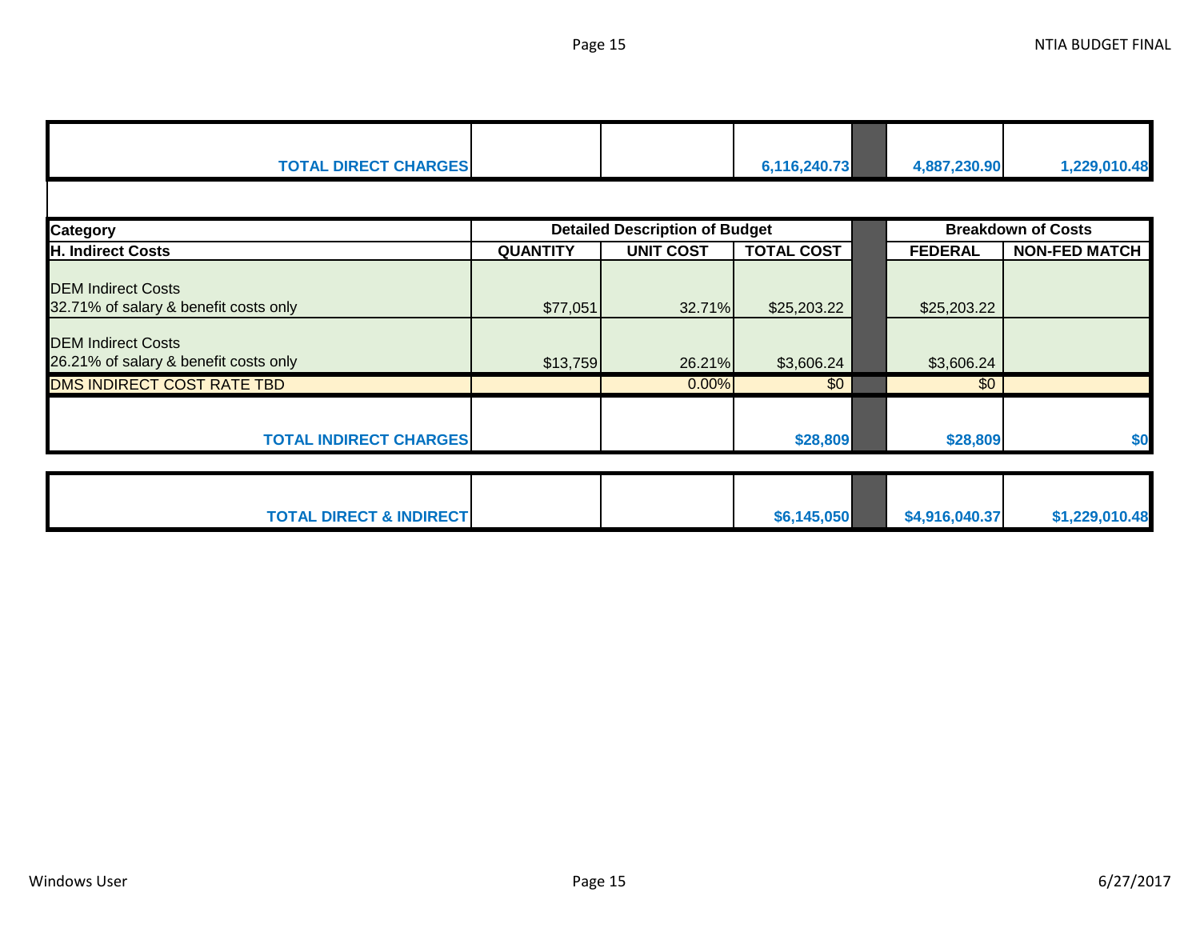| | | | | | | |
|---|---|---|---|---|---|---|
| **TOTAL DIRECT CHARGES** | | | **6,116,240.73** | | **4,887,230.90** | **1,229,010.48** |

| **Category** | **Detailed Description of Budget** | | | | **Breakdown of Costs** | |
|---|---|---|---|---|---|---|
| **H. Indirect Costs** | **QUANTITY** | **UNIT COST** | **TOTAL COST** | | **FEDERAL** | **NON-FED MATCH** |
| DEM Indirect Costs<br>32.71% of salary & benefit costs only | $77,051 | 32.71% | $25,203.22 | | $25,203.22 | |
| DEM Indirect Costs<br>26.21% of salary & benefit costs only | $13,759 | 26.21% | $3,606.24 | | $3,606.24 | |
| DMS INDIRECT COST RATE TBD | | 0.00% | $0 | | $0 | |
| **TOTAL INDIRECT CHARGES** | | | **$28,809** | | **$28,809** | **$0** |

| | | | | | | |
|---|---|---|---|---|---|---|
| **TOTAL DIRECT & INDIRECT** | | | **$6,145,050** | | **$4,916,040.37** | **$1,229,010.48** |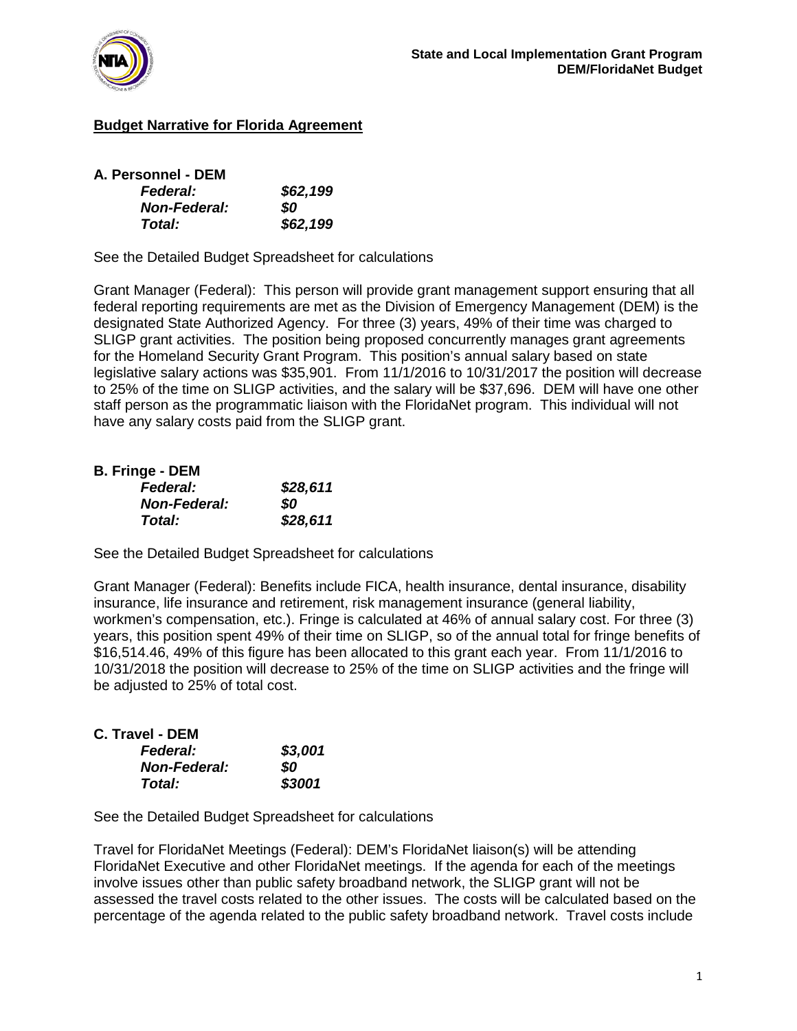**Budget Narrative for Florida Agreement**

**A. Personnel - DEM**

| | |
|---|---|
| ***Federal:*** | ***$62,199*** |
| ***Non-Federal:*** | ***$0*** |
| ***Total:*** | ***$62,199*** |

See the Detailed Budget Spreadsheet for calculations

Grant Manager (Federal): This person will provide grant management support ensuring that all federal reporting requirements are met as the Division of Emergency Management (DEM) is the designated State Authorized Agency. For three (3) years, 49% of their time was charged to SLIGP grant activities. The position being proposed concurrently manages grant agreements for the Homeland Security Grant Program. This position's annual salary based on state legislative salary actions was $35,901. From 11/1/2016 to 10/31/2017 the position will decrease to 25% of the time on SLIGP activities, and the salary will be $37,696. DEM will have one other staff person as the programmatic liaison with the FloridaNet program. This individual will not have any salary costs paid from the SLIGP grant.

**B. Fringe - DEM**

| | |
|---|---|
| ***Federal:*** | ***$28,611*** |
| ***Non-Federal:*** | ***$0*** |
| ***Total:*** | ***$28,611*** |

See the Detailed Budget Spreadsheet for calculations

Grant Manager (Federal): Benefits include FICA, health insurance, dental insurance, disability insurance, life insurance and retirement, risk management insurance (general liability, workmen's compensation, etc.). Fringe is calculated at 46% of annual salary cost. For three (3) years, this position spent 49% of their time on SLIGP, so of the annual total for fringe benefits of $16,514.46, 49% of this figure has been allocated to this grant each year. From 11/1/2016 to 10/31/2018 the position will decrease to 25% of the time on SLIGP activities and the fringe will be adjusted to 25% of total cost.

**C. Travel - DEM**

| | |
|---|---|
| ***Federal:*** | ***$3,001*** |
| ***Non-Federal:*** | ***$0*** |
| ***Total:*** | ***$3001*** |

See the Detailed Budget Spreadsheet for calculations

Travel for FloridaNet Meetings (Federal): DEM's FloridaNet liaison(s) will be attending FloridaNet Executive and other FloridaNet meetings. If the agenda for each of the meetings involve issues other than public safety broadband network, the SLIGP grant will not be assessed the travel costs related to the other issues. The costs will be calculated based on the percentage of the agenda related to the public safety broadband network. Travel costs include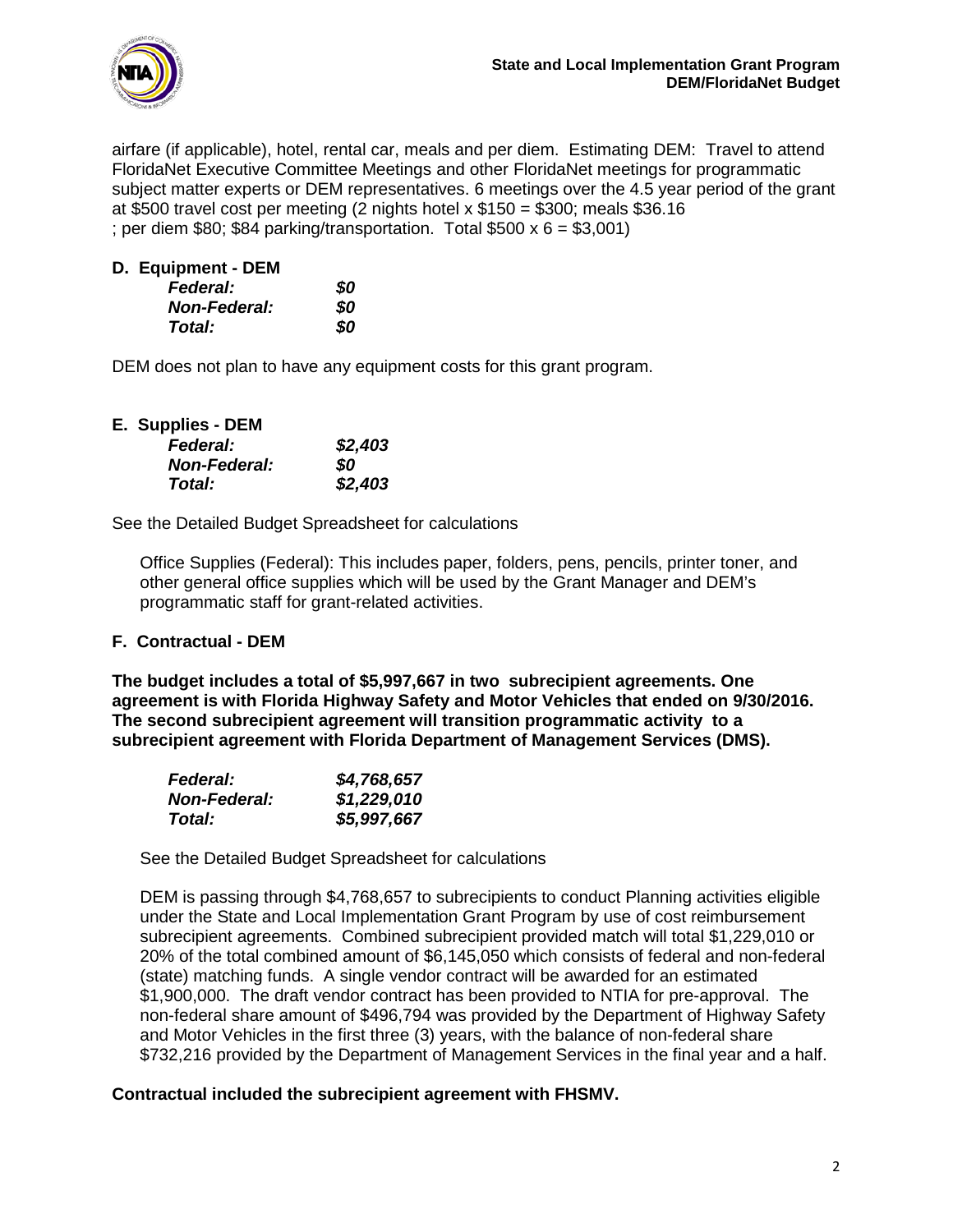airfare (if applicable), hotel, rental car, meals and per diem. Estimating DEM: Travel to attend FloridaNet Executive Committee Meetings and other FloridaNet meetings for programmatic subject matter experts or DEM representatives. 6 meetings over the 4.5 year period of the grant at $500 travel cost per meeting (2 nights hotel x $150 = $300; meals $36.16 ; per diem $80; $84 parking/transportation. Total $500 x 6 = $3,001)

**D. Equipment - DEM**

| | |
|---|---|
| ***Federal:*** | ***$0*** |
| ***Non-Federal:*** | ***$0*** |
| ***Total:*** | ***$0*** |

DEM does not plan to have any equipment costs for this grant program.

**E. Supplies - DEM**

| | |
|---|---|
| ***Federal:*** | ***$2,403*** |
| ***Non-Federal:*** | ***$0*** |
| ***Total:*** | ***$2,403*** |

See the Detailed Budget Spreadsheet for calculations

Office Supplies (Federal): This includes paper, folders, pens, pencils, printer toner, and other general office supplies which will be used by the Grant Manager and DEM's programmatic staff for grant-related activities.

**F. Contractual - DEM**

**The budget includes a total of $5,997,667 in two subrecipient agreements. One agreement is with Florida Highway Safety and Motor Vehicles that ended on 9/30/2016. The second subrecipient agreement will transition programmatic activity to a subrecipient agreement with Florida Department of Management Services (DMS).**

| | |
|---|---|
| ***Federal:*** | ***$4,768,657*** |
| ***Non-Federal:*** | ***$1,229,010*** |
| ***Total:*** | ***$5,997,667*** |

See the Detailed Budget Spreadsheet for calculations

DEM is passing through $4,768,657 to subrecipients to conduct Planning activities eligible under the State and Local Implementation Grant Program by use of cost reimbursement subrecipient agreements. Combined subrecipient provided match will total $1,229,010 or 20% of the total combined amount of $6,145,050 which consists of federal and non-federal (state) matching funds. A single vendor contract will be awarded for an estimated $1,900,000. The draft vendor contract has been provided to NTIA for pre-approval. The non-federal share amount of $496,794 was provided by the Department of Highway Safety and Motor Vehicles in the first three (3) years, with the balance of non-federal share $732,216 provided by the Department of Management Services in the final year and a half.

**Contractual included the subrecipient agreement with FHSMV.**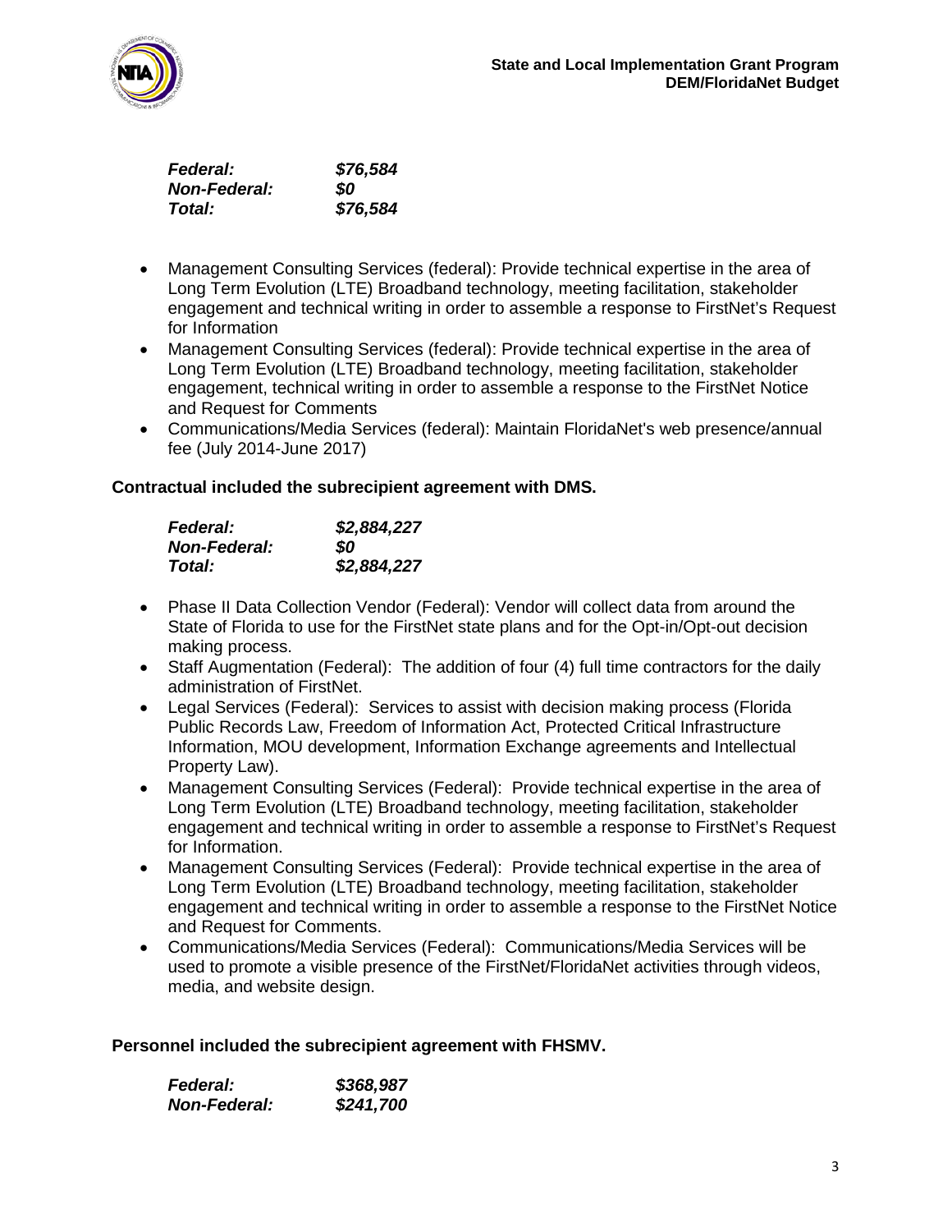| | |
|---|---|
| ***Federal:*** | ***$76,584*** |
| ***Non-Federal:*** | ***$0*** |
| ***Total:*** | ***$76,584*** |

- Management Consulting Services (federal): Provide technical expertise in the area of Long Term Evolution (LTE) Broadband technology, meeting facilitation, stakeholder engagement and technical writing in order to assemble a response to FirstNet's Request for Information
- Management Consulting Services (federal): Provide technical expertise in the area of Long Term Evolution (LTE) Broadband technology, meeting facilitation, stakeholder engagement, technical writing in order to assemble a response to the FirstNet Notice and Request for Comments
- Communications/Media Services (federal): Maintain FloridaNet's web presence/annual fee (July 2014-June 2017)

**Contractual included the subrecipient agreement with DMS.**

| | |
|---|---|
| ***Federal:*** | ***$2,884,227*** |
| ***Non-Federal:*** | ***$0*** |
| ***Total:*** | ***$2,884,227*** |

- Phase II Data Collection Vendor (Federal): Vendor will collect data from around the State of Florida to use for the FirstNet state plans and for the Opt-in/Opt-out decision making process.
- Staff Augmentation (Federal): The addition of four (4) full time contractors for the daily administration of FirstNet.
- Legal Services (Federal): Services to assist with decision making process (Florida Public Records Law, Freedom of Information Act, Protected Critical Infrastructure Information, MOU development, Information Exchange agreements and Intellectual Property Law).
- Management Consulting Services (Federal): Provide technical expertise in the area of Long Term Evolution (LTE) Broadband technology, meeting facilitation, stakeholder engagement and technical writing in order to assemble a response to FirstNet's Request for Information.
- Management Consulting Services (Federal): Provide technical expertise in the area of Long Term Evolution (LTE) Broadband technology, meeting facilitation, stakeholder engagement and technical writing in order to assemble a response to the FirstNet Notice and Request for Comments.
- Communications/Media Services (Federal): Communications/Media Services will be used to promote a visible presence of the FirstNet/FloridaNet activities through videos, media, and website design.

**Personnel included the subrecipient agreement with FHSMV.**

| | |
|---|---|
| ***Federal:*** | ***$368,987*** |
| ***Non-Federal:*** | ***$241,700*** |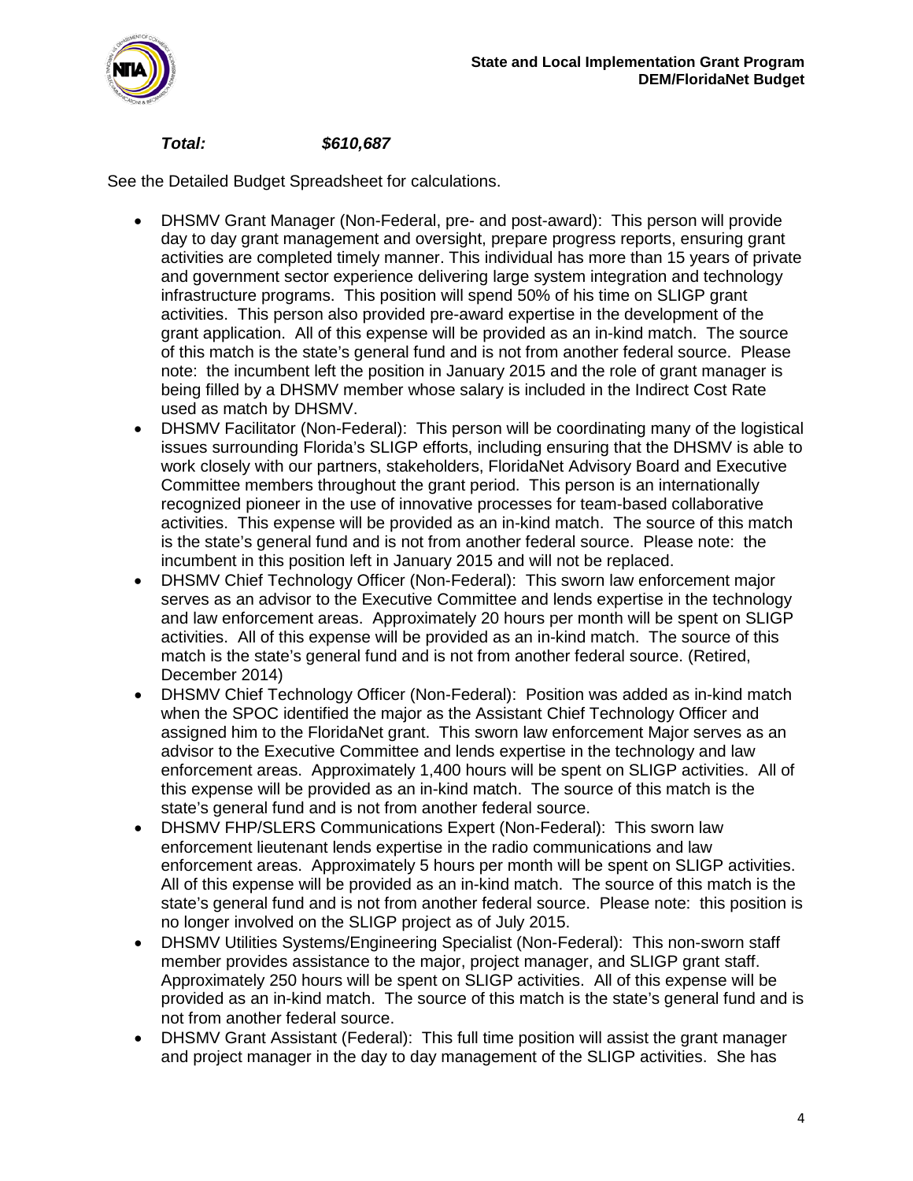***Total:*** ***$610,687***

See the Detailed Budget Spreadsheet for calculations.

- DHSMV Grant Manager (Non-Federal, pre- and post-award): This person will provide day to day grant management and oversight, prepare progress reports, ensuring grant activities are completed timely manner. This individual has more than 15 years of private and government sector experience delivering large system integration and technology infrastructure programs. This position will spend 50% of his time on SLIGP grant activities. This person also provided pre-award expertise in the development of the grant application. All of this expense will be provided as an in-kind match. The source of this match is the state's general fund and is not from another federal source. Please note: the incumbent left the position in January 2015 and the role of grant manager is being filled by a DHSMV member whose salary is included in the Indirect Cost Rate used as match by DHSMV.
- DHSMV Facilitator (Non-Federal): This person will be coordinating many of the logistical issues surrounding Florida's SLIGP efforts, including ensuring that the DHSMV is able to work closely with our partners, stakeholders, FloridaNet Advisory Board and Executive Committee members throughout the grant period. This person is an internationally recognized pioneer in the use of innovative processes for team-based collaborative activities. This expense will be provided as an in-kind match. The source of this match is the state's general fund and is not from another federal source. Please note: the incumbent in this position left in January 2015 and will not be replaced.
- DHSMV Chief Technology Officer (Non-Federal): This sworn law enforcement major serves as an advisor to the Executive Committee and lends expertise in the technology and law enforcement areas. Approximately 20 hours per month will be spent on SLIGP activities. All of this expense will be provided as an in-kind match. The source of this match is the state's general fund and is not from another federal source. (Retired, December 2014)
- DHSMV Chief Technology Officer (Non-Federal): Position was added as in-kind match when the SPOC identified the major as the Assistant Chief Technology Officer and assigned him to the FloridaNet grant. This sworn law enforcement Major serves as an advisor to the Executive Committee and lends expertise in the technology and law enforcement areas. Approximately 1,400 hours will be spent on SLIGP activities. All of this expense will be provided as an in-kind match. The source of this match is the state's general fund and is not from another federal source.
- DHSMV FHP/SLERS Communications Expert (Non-Federal): This sworn law enforcement lieutenant lends expertise in the radio communications and law enforcement areas. Approximately 5 hours per month will be spent on SLIGP activities. All of this expense will be provided as an in-kind match. The source of this match is the state's general fund and is not from another federal source. Please note: this position is no longer involved on the SLIGP project as of July 2015.
- DHSMV Utilities Systems/Engineering Specialist (Non-Federal): This non-sworn staff member provides assistance to the major, project manager, and SLIGP grant staff. Approximately 250 hours will be spent on SLIGP activities. All of this expense will be provided as an in-kind match. The source of this match is the state's general fund and is not from another federal source.
- DHSMV Grant Assistant (Federal): This full time position will assist the grant manager and project manager in the day to day management of the SLIGP activities. She has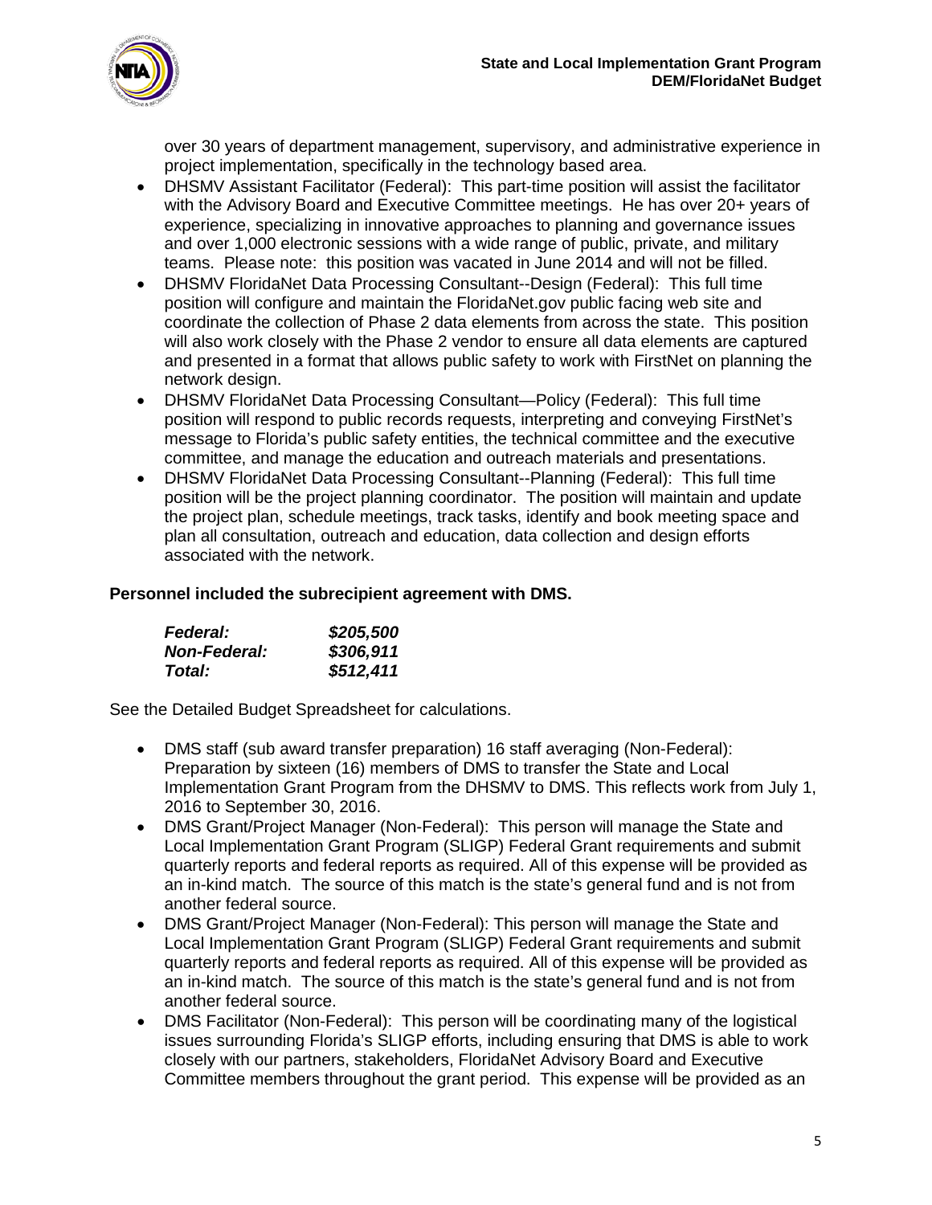over 30 years of department management, supervisory, and administrative experience in project implementation, specifically in the technology based area.

- DHSMV Assistant Facilitator (Federal): This part-time position will assist the facilitator with the Advisory Board and Executive Committee meetings. He has over 20+ years of experience, specializing in innovative approaches to planning and governance issues and over 1,000 electronic sessions with a wide range of public, private, and military teams. Please note: this position was vacated in June 2014 and will not be filled.
- DHSMV FloridaNet Data Processing Consultant--Design (Federal): This full time position will configure and maintain the FloridaNet.gov public facing web site and coordinate the collection of Phase 2 data elements from across the state. This position will also work closely with the Phase 2 vendor to ensure all data elements are captured and presented in a format that allows public safety to work with FirstNet on planning the network design.
- DHSMV FloridaNet Data Processing Consultant—Policy (Federal): This full time position will respond to public records requests, interpreting and conveying FirstNet's message to Florida's public safety entities, the technical committee and the executive committee, and manage the education and outreach materials and presentations.
- DHSMV FloridaNet Data Processing Consultant--Planning (Federal): This full time position will be the project planning coordinator. The position will maintain and update the project plan, schedule meetings, track tasks, identify and book meeting space and plan all consultation, outreach and education, data collection and design efforts associated with the network.

**Personnel included the subrecipient agreement with DMS.**

| | |
|---|---|
| ***Federal:*** | ***$205,500*** |
| ***Non-Federal:*** | ***$306,911*** |
| ***Total:*** | ***$512,411*** |

See the Detailed Budget Spreadsheet for calculations.

- DMS staff (sub award transfer preparation) 16 staff averaging (Non-Federal): Preparation by sixteen (16) members of DMS to transfer the State and Local Implementation Grant Program from the DHSMV to DMS. This reflects work from July 1, 2016 to September 30, 2016.
- DMS Grant/Project Manager (Non-Federal): This person will manage the State and Local Implementation Grant Program (SLIGP) Federal Grant requirements and submit quarterly reports and federal reports as required. All of this expense will be provided as an in-kind match. The source of this match is the state's general fund and is not from another federal source.
- DMS Grant/Project Manager (Non-Federal): This person will manage the State and Local Implementation Grant Program (SLIGP) Federal Grant requirements and submit quarterly reports and federal reports as required. All of this expense will be provided as an in-kind match. The source of this match is the state's general fund and is not from another federal source.
- DMS Facilitator (Non-Federal): This person will be coordinating many of the logistical issues surrounding Florida's SLIGP efforts, including ensuring that DMS is able to work closely with our partners, stakeholders, FloridaNet Advisory Board and Executive Committee members throughout the grant period. This expense will be provided as an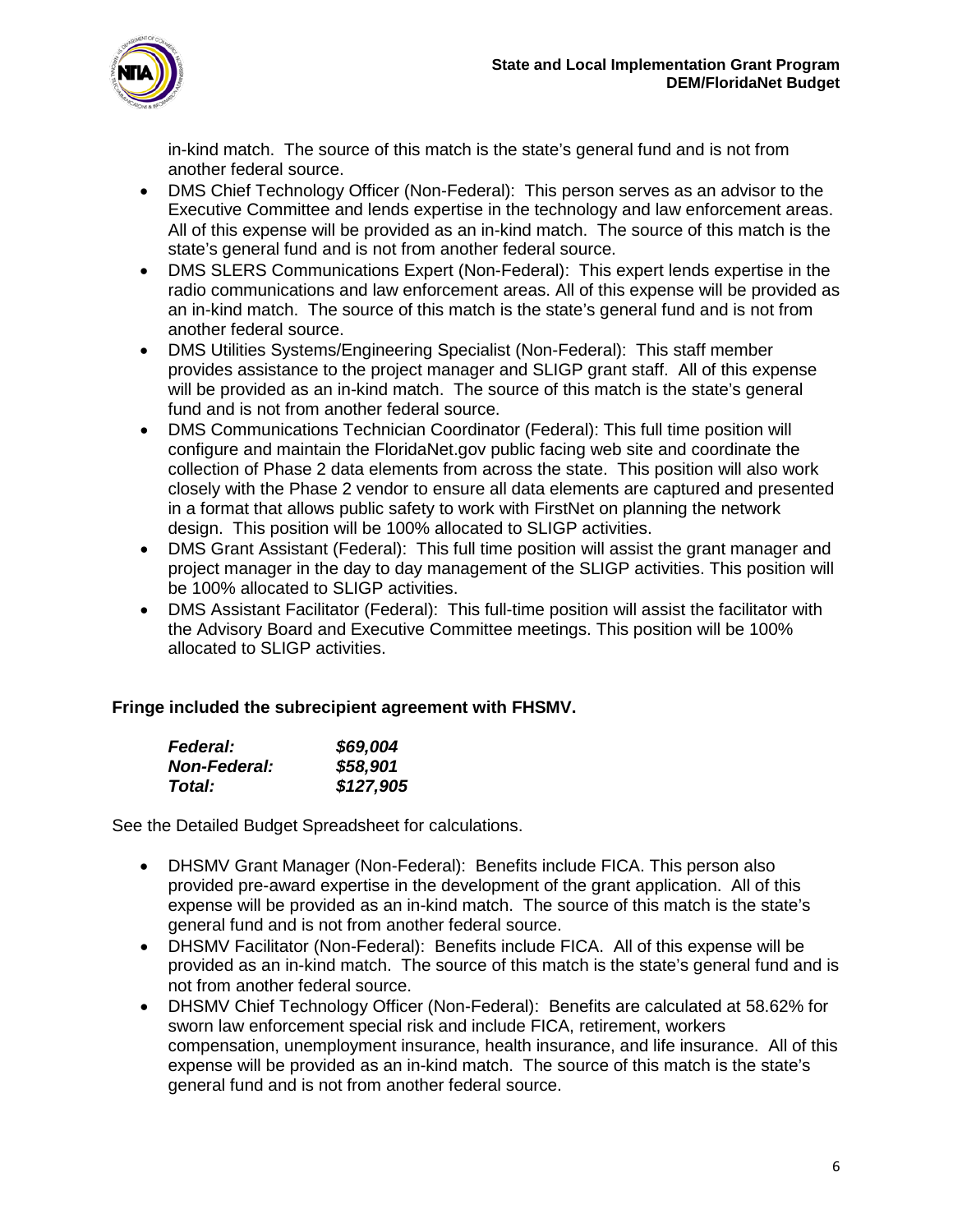in-kind match. The source of this match is the state's general fund and is not from another federal source.

- DMS Chief Technology Officer (Non-Federal): This person serves as an advisor to the Executive Committee and lends expertise in the technology and law enforcement areas. All of this expense will be provided as an in-kind match. The source of this match is the state's general fund and is not from another federal source.
- DMS SLERS Communications Expert (Non-Federal): This expert lends expertise in the radio communications and law enforcement areas. All of this expense will be provided as an in-kind match. The source of this match is the state's general fund and is not from another federal source.
- DMS Utilities Systems/Engineering Specialist (Non-Federal): This staff member provides assistance to the project manager and SLIGP grant staff. All of this expense will be provided as an in-kind match. The source of this match is the state's general fund and is not from another federal source.
- DMS Communications Technician Coordinator (Federal): This full time position will configure and maintain the FloridaNet.gov public facing web site and coordinate the collection of Phase 2 data elements from across the state. This position will also work closely with the Phase 2 vendor to ensure all data elements are captured and presented in a format that allows public safety to work with FirstNet on planning the network design. This position will be 100% allocated to SLIGP activities.
- DMS Grant Assistant (Federal): This full time position will assist the grant manager and project manager in the day to day management of the SLIGP activities. This position will be 100% allocated to SLIGP activities.
- DMS Assistant Facilitator (Federal): This full-time position will assist the facilitator with the Advisory Board and Executive Committee meetings. This position will be 100% allocated to SLIGP activities.

**Fringe included the subrecipient agreement with FHSMV.**

| | |
|---|---|
| ***Federal:*** | ***$69,004*** |
| ***Non-Federal:*** | ***$58,901*** |
| ***Total:*** | ***$127,905*** |

See the Detailed Budget Spreadsheet for calculations.

- DHSMV Grant Manager (Non-Federal): Benefits include FICA. This person also provided pre-award expertise in the development of the grant application. All of this expense will be provided as an in-kind match. The source of this match is the state's general fund and is not from another federal source.
- DHSMV Facilitator (Non-Federal): Benefits include FICA. All of this expense will be provided as an in-kind match. The source of this match is the state's general fund and is not from another federal source.
- DHSMV Chief Technology Officer (Non-Federal): Benefits are calculated at 58.62% for sworn law enforcement special risk and include FICA, retirement, workers compensation, unemployment insurance, health insurance, and life insurance. All of this expense will be provided as an in-kind match. The source of this match is the state's general fund and is not from another federal source.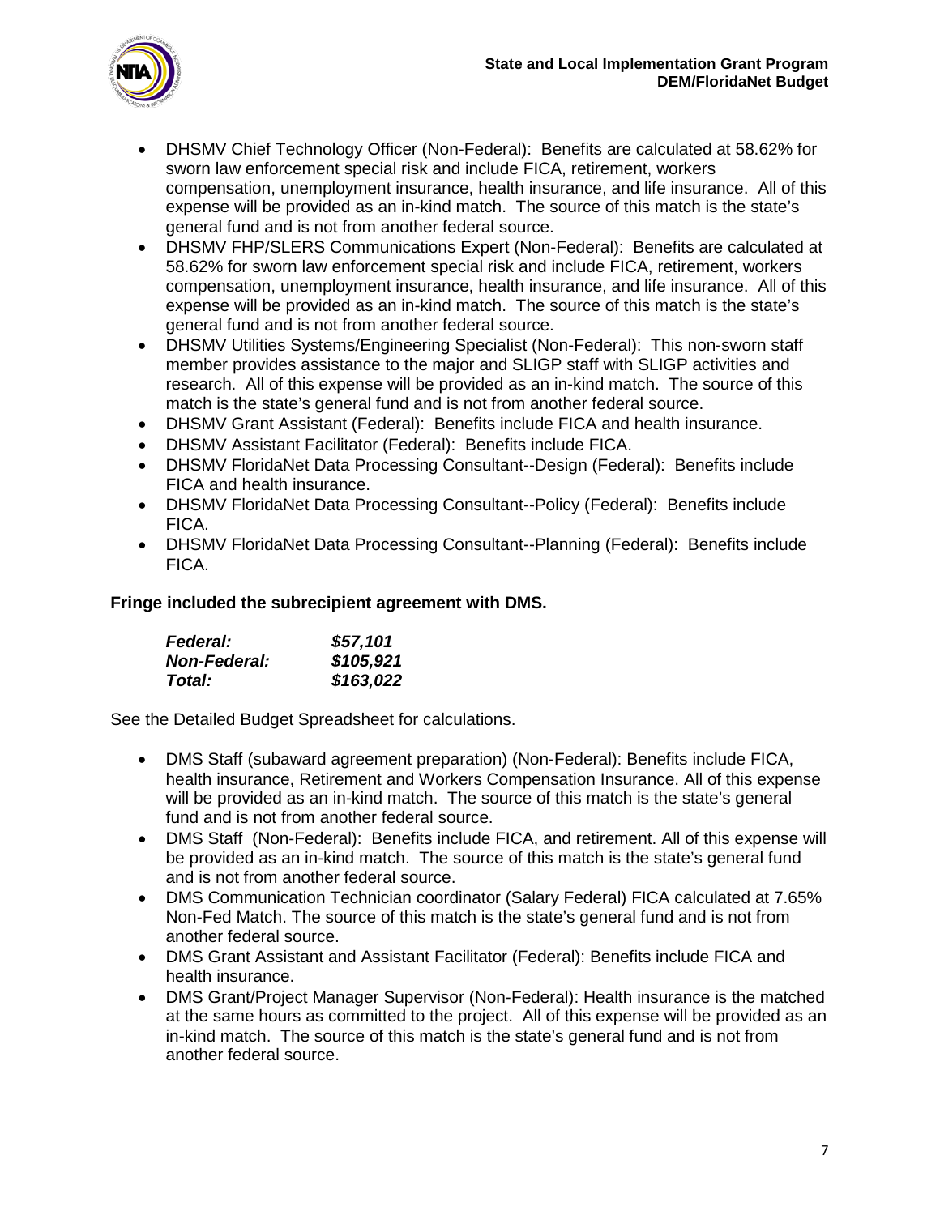- DHSMV Chief Technology Officer (Non-Federal): Benefits are calculated at 58.62% for sworn law enforcement special risk and include FICA, retirement, workers compensation, unemployment insurance, health insurance, and life insurance. All of this expense will be provided as an in-kind match. The source of this match is the state's general fund and is not from another federal source.
- DHSMV FHP/SLERS Communications Expert (Non-Federal): Benefits are calculated at 58.62% for sworn law enforcement special risk and include FICA, retirement, workers compensation, unemployment insurance, health insurance, and life insurance. All of this expense will be provided as an in-kind match. The source of this match is the state's general fund and is not from another federal source.
- DHSMV Utilities Systems/Engineering Specialist (Non-Federal): This non-sworn staff member provides assistance to the major and SLIGP staff with SLIGP activities and research. All of this expense will be provided as an in-kind match. The source of this match is the state's general fund and is not from another federal source.
- DHSMV Grant Assistant (Federal): Benefits include FICA and health insurance.
- DHSMV Assistant Facilitator (Federal): Benefits include FICA.
- DHSMV FloridaNet Data Processing Consultant--Design (Federal): Benefits include FICA and health insurance.
- DHSMV FloridaNet Data Processing Consultant--Policy (Federal): Benefits include FICA.
- DHSMV FloridaNet Data Processing Consultant--Planning (Federal): Benefits include FICA.

**Fringe included the subrecipient agreement with DMS.**

| | |
|---|---|
| ***Federal:*** | ***$57,101*** |
| ***Non-Federal:*** | ***$105,921*** |
| ***Total:*** | ***$163,022*** |

See the Detailed Budget Spreadsheet for calculations.

- DMS Staff (subaward agreement preparation) (Non-Federal): Benefits include FICA, health insurance, Retirement and Workers Compensation Insurance. All of this expense will be provided as an in-kind match. The source of this match is the state's general fund and is not from another federal source.
- DMS Staff (Non-Federal): Benefits include FICA, and retirement. All of this expense will be provided as an in-kind match. The source of this match is the state's general fund and is not from another federal source.
- DMS Communication Technician coordinator (Salary Federal) FICA calculated at 7.65% Non-Fed Match. The source of this match is the state's general fund and is not from another federal source.
- DMS Grant Assistant and Assistant Facilitator (Federal): Benefits include FICA and health insurance.
- DMS Grant/Project Manager Supervisor (Non-Federal): Health insurance is the matched at the same hours as committed to the project. All of this expense will be provided as an in-kind match. The source of this match is the state's general fund and is not from another federal source.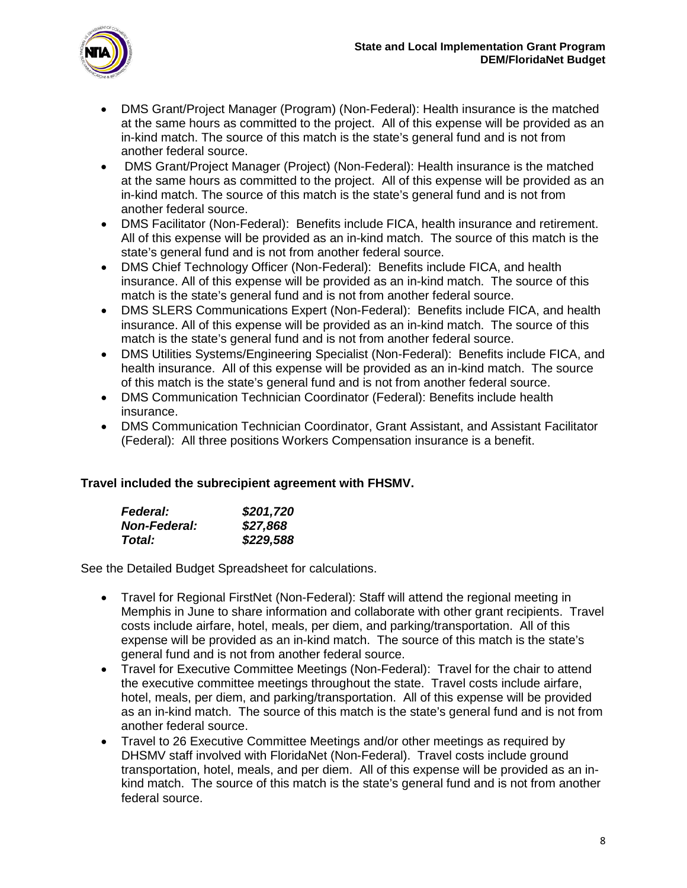- DMS Grant/Project Manager (Program) (Non-Federal): Health insurance is the matched at the same hours as committed to the project. All of this expense will be provided as an in-kind match. The source of this match is the state's general fund and is not from another federal source.
- DMS Grant/Project Manager (Project) (Non-Federal): Health insurance is the matched at the same hours as committed to the project. All of this expense will be provided as an in-kind match. The source of this match is the state's general fund and is not from another federal source.
- DMS Facilitator (Non-Federal): Benefits include FICA, health insurance and retirement. All of this expense will be provided as an in-kind match. The source of this match is the state's general fund and is not from another federal source.
- DMS Chief Technology Officer (Non-Federal): Benefits include FICA, and health insurance. All of this expense will be provided as an in-kind match. The source of this match is the state's general fund and is not from another federal source.
- DMS SLERS Communications Expert (Non-Federal): Benefits include FICA, and health insurance. All of this expense will be provided as an in-kind match. The source of this match is the state's general fund and is not from another federal source.
- DMS Utilities Systems/Engineering Specialist (Non-Federal): Benefits include FICA, and health insurance. All of this expense will be provided as an in-kind match. The source of this match is the state's general fund and is not from another federal source.
- DMS Communication Technician Coordinator (Federal): Benefits include health insurance.
- DMS Communication Technician Coordinator, Grant Assistant, and Assistant Facilitator (Federal): All three positions Workers Compensation insurance is a benefit.

**Travel included the subrecipient agreement with FHSMV.**

***Federal:*** ***$201,720***
***Non-Federal:*** ***$27,868***
***Total:*** ***$229,588***

See the Detailed Budget Spreadsheet for calculations.

- Travel for Regional FirstNet (Non-Federal): Staff will attend the regional meeting in Memphis in June to share information and collaborate with other grant recipients. Travel costs include airfare, hotel, meals, per diem, and parking/transportation. All of this expense will be provided as an in-kind match. The source of this match is the state's general fund and is not from another federal source.
- Travel for Executive Committee Meetings (Non-Federal): Travel for the chair to attend the executive committee meetings throughout the state. Travel costs include airfare, hotel, meals, per diem, and parking/transportation. All of this expense will be provided as an in-kind match. The source of this match is the state's general fund and is not from another federal source.
- Travel to 26 Executive Committee Meetings and/or other meetings as required by DHSMV staff involved with FloridaNet (Non-Federal). Travel costs include ground transportation, hotel, meals, and per diem. All of this expense will be provided as an in-kind match. The source of this match is the state's general fund and is not from another federal source.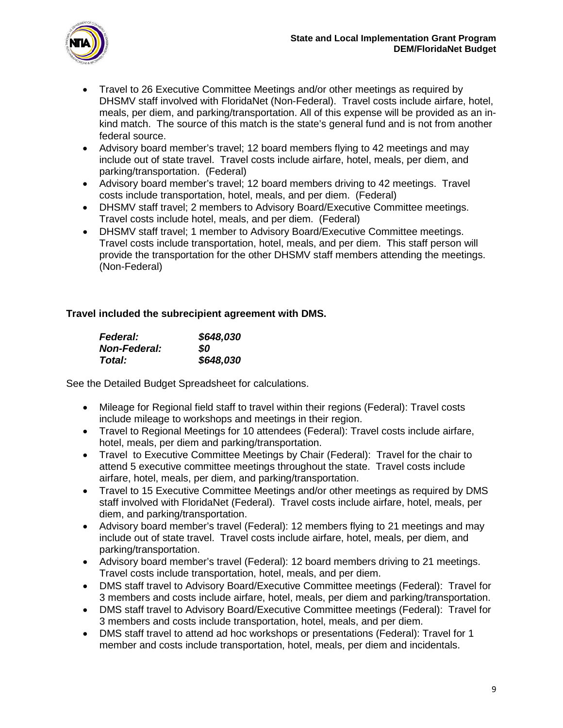- Travel to 26 Executive Committee Meetings and/or other meetings as required by DHSMV staff involved with FloridaNet (Non-Federal). Travel costs include airfare, hotel, meals, per diem, and parking/transportation. All of this expense will be provided as an in-kind match. The source of this match is the state's general fund and is not from another federal source.
- Advisory board member's travel; 12 board members flying to 42 meetings and may include out of state travel. Travel costs include airfare, hotel, meals, per diem, and parking/transportation. (Federal)
- Advisory board member's travel; 12 board members driving to 42 meetings. Travel costs include transportation, hotel, meals, and per diem. (Federal)
- DHSMV staff travel; 2 members to Advisory Board/Executive Committee meetings. Travel costs include hotel, meals, and per diem. (Federal)
- DHSMV staff travel; 1 member to Advisory Board/Executive Committee meetings. Travel costs include transportation, hotel, meals, and per diem. This staff person will provide the transportation for the other DHSMV staff members attending the meetings. (Non-Federal)

**Travel included the subrecipient agreement with DMS.**

| | |
|---|---|
| ***Federal:*** | ***$648,030*** |
| ***Non-Federal:*** | ***$0*** |
| ***Total:*** | ***$648,030*** |

See the Detailed Budget Spreadsheet for calculations.

- Mileage for Regional field staff to travel within their regions (Federal): Travel costs include mileage to workshops and meetings in their region.
- Travel to Regional Meetings for 10 attendees (Federal): Travel costs include airfare, hotel, meals, per diem and parking/transportation.
- Travel to Executive Committee Meetings by Chair (Federal): Travel for the chair to attend 5 executive committee meetings throughout the state. Travel costs include airfare, hotel, meals, per diem, and parking/transportation.
- Travel to 15 Executive Committee Meetings and/or other meetings as required by DMS staff involved with FloridaNet (Federal). Travel costs include airfare, hotel, meals, per diem, and parking/transportation.
- Advisory board member's travel (Federal): 12 members flying to 21 meetings and may include out of state travel. Travel costs include airfare, hotel, meals, per diem, and parking/transportation.
- Advisory board member's travel (Federal): 12 board members driving to 21 meetings. Travel costs include transportation, hotel, meals, and per diem.
- DMS staff travel to Advisory Board/Executive Committee meetings (Federal): Travel for 3 members and costs include airfare, hotel, meals, per diem and parking/transportation.
- DMS staff travel to Advisory Board/Executive Committee meetings (Federal): Travel for 3 members and costs include transportation, hotel, meals, and per diem.
- DMS staff travel to attend ad hoc workshops or presentations (Federal): Travel for 1 member and costs include transportation, hotel, meals, per diem and incidentals.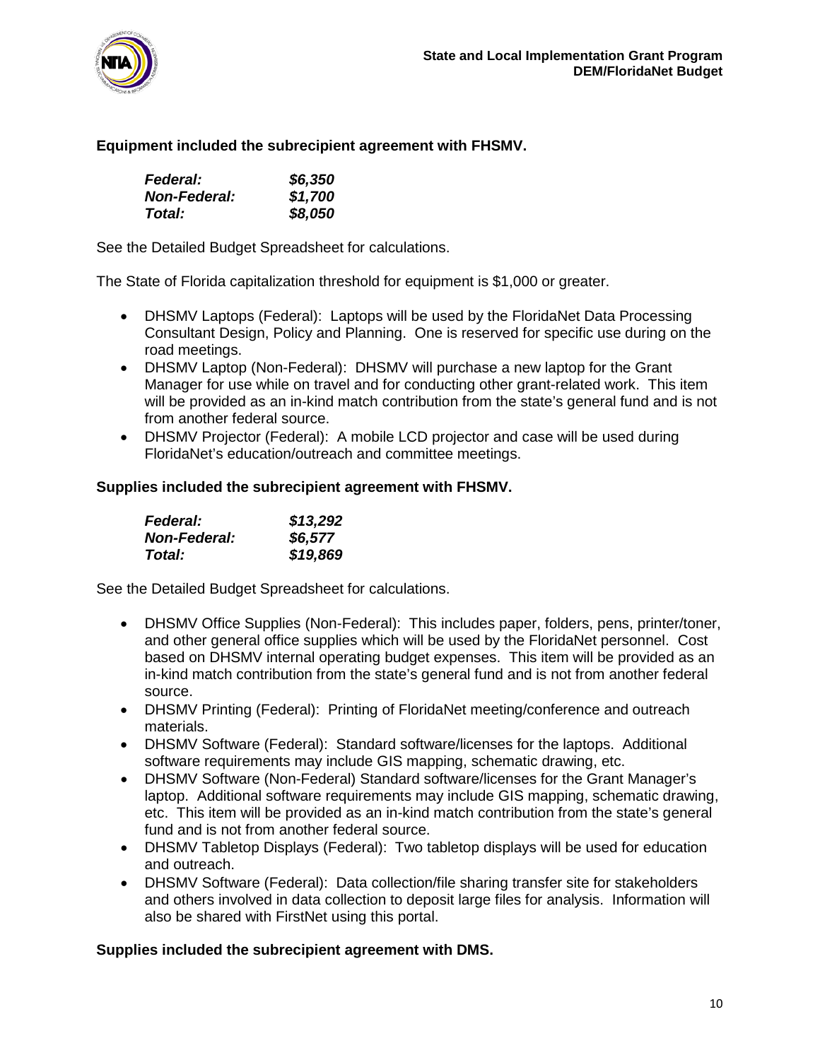**Equipment included the subrecipient agreement with FHSMV.**

| | |
|---|---|
| ***Federal:*** | ***$6,350*** |
| ***Non-Federal:*** | ***$1,700*** |
| ***Total:*** | ***$8,050*** |

See the Detailed Budget Spreadsheet for calculations.

The State of Florida capitalization threshold for equipment is $1,000 or greater.

- DHSMV Laptops (Federal): Laptops will be used by the FloridaNet Data Processing Consultant Design, Policy and Planning. One is reserved for specific use during on the road meetings.
- DHSMV Laptop (Non-Federal): DHSMV will purchase a new laptop for the Grant Manager for use while on travel and for conducting other grant-related work. This item will be provided as an in-kind match contribution from the state's general fund and is not from another federal source.
- DHSMV Projector (Federal): A mobile LCD projector and case will be used during FloridaNet's education/outreach and committee meetings.

**Supplies included the subrecipient agreement with FHSMV.**

| | |
|---|---|
| ***Federal:*** | ***$13,292*** |
| ***Non-Federal:*** | ***$6,577*** |
| ***Total:*** | ***$19,869*** |

See the Detailed Budget Spreadsheet for calculations.

- DHSMV Office Supplies (Non-Federal): This includes paper, folders, pens, printer/toner, and other general office supplies which will be used by the FloridaNet personnel. Cost based on DHSMV internal operating budget expenses. This item will be provided as an in-kind match contribution from the state's general fund and is not from another federal source.
- DHSMV Printing (Federal): Printing of FloridaNet meeting/conference and outreach materials.
- DHSMV Software (Federal): Standard software/licenses for the laptops. Additional software requirements may include GIS mapping, schematic drawing, etc.
- DHSMV Software (Non-Federal) Standard software/licenses for the Grant Manager's laptop. Additional software requirements may include GIS mapping, schematic drawing, etc. This item will be provided as an in-kind match contribution from the state's general fund and is not from another federal source.
- DHSMV Tabletop Displays (Federal): Two tabletop displays will be used for education and outreach.
- DHSMV Software (Federal): Data collection/file sharing transfer site for stakeholders and others involved in data collection to deposit large files for analysis. Information will also be shared with FirstNet using this portal.

**Supplies included the subrecipient agreement with DMS.**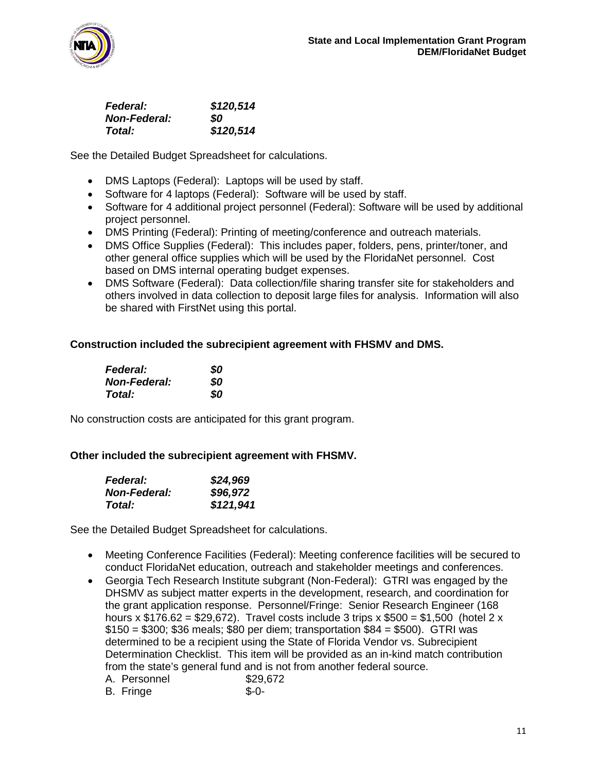***Federal:*** ***$120,514***
***Non-Federal:*** ***$0***
***Total:*** ***$120,514***

See the Detailed Budget Spreadsheet for calculations.

- DMS Laptops (Federal): Laptops will be used by staff.
- Software for 4 laptops (Federal): Software will be used by staff.
- Software for 4 additional project personnel (Federal): Software will be used by additional project personnel.
- DMS Printing (Federal): Printing of meeting/conference and outreach materials.
- DMS Office Supplies (Federal): This includes paper, folders, pens, printer/toner, and other general office supplies which will be used by the FloridaNet personnel. Cost based on DMS internal operating budget expenses.
- DMS Software (Federal): Data collection/file sharing transfer site for stakeholders and others involved in data collection to deposit large files for analysis. Information will also be shared with FirstNet using this portal.

**Construction included the subrecipient agreement with FHSMV and DMS.**

***Federal:*** ***$0***
***Non-Federal:*** ***$0***
***Total:*** ***$0***

No construction costs are anticipated for this grant program.

**Other included the subrecipient agreement with FHSMV.**

***Federal:*** ***$24,969***
***Non-Federal:*** ***$96,972***
***Total:*** ***$121,941***

See the Detailed Budget Spreadsheet for calculations.

- Meeting Conference Facilities (Federal): Meeting conference facilities will be secured to conduct FloridaNet education, outreach and stakeholder meetings and conferences.
- Georgia Tech Research Institute subgrant (Non-Federal): GTRI was engaged by the DHSMV as subject matter experts in the development, research, and coordination for the grant application response. Personnel/Fringe: Senior Research Engineer (168 hours x $176.62 = $29,672). Travel costs include 3 trips x $500 = $1,500 (hotel 2 x $150 = $300; $36 meals; $80 per diem; transportation $84 = $500). GTRI was determined to be a recipient using the State of Florida Vendor vs. Subrecipient Determination Checklist. This item will be provided as an in-kind match contribution from the state's general fund and is not from another federal source.
  A. Personnel $29,672
  B. Fringe $-0-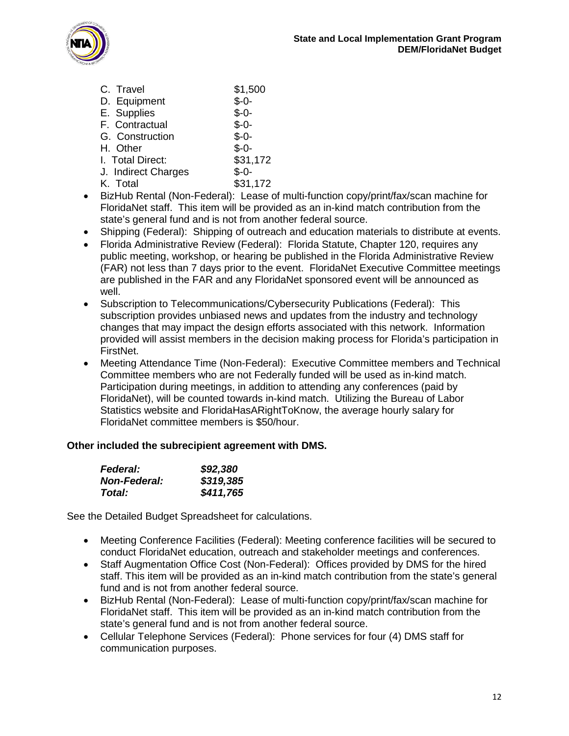| | |
|---|---|
| C. Travel | $1,500 |
| D. Equipment | $-0- |
| E. Supplies | $-0- |
| F. Contractual | $-0- |
| G. Construction | $-0- |
| H. Other | $-0- |
| I. Total Direct: | $31,172 |
| J. Indirect Charges | $-0- |
| K. Total | $31,172 |

- BizHub Rental (Non-Federal): Lease of multi-function copy/print/fax/scan machine for FloridaNet staff. This item will be provided as an in-kind match contribution from the state's general fund and is not from another federal source.
- Shipping (Federal): Shipping of outreach and education materials to distribute at events.
- Florida Administrative Review (Federal): Florida Statute, Chapter 120, requires any public meeting, workshop, or hearing be published in the Florida Administrative Review (FAR) not less than 7 days prior to the event. FloridaNet Executive Committee meetings are published in the FAR and any FloridaNet sponsored event will be announced as well.
- Subscription to Telecommunications/Cybersecurity Publications (Federal): This subscription provides unbiased news and updates from the industry and technology changes that may impact the design efforts associated with this network. Information provided will assist members in the decision making process for Florida's participation in FirstNet.
- Meeting Attendance Time (Non-Federal): Executive Committee members and Technical Committee members who are not Federally funded will be used as in-kind match. Participation during meetings, in addition to attending any conferences (paid by FloridaNet), will be counted towards in-kind match. Utilizing the Bureau of Labor Statistics website and FloridaHasARightToKnow, the average hourly salary for FloridaNet committee members is $50/hour.

**Other included the subrecipient agreement with DMS.**

| | |
|---|---|
| ***Federal:*** | ***$92,380*** |
| ***Non-Federal:*** | ***$319,385*** |
| ***Total:*** | ***$411,765*** |

See the Detailed Budget Spreadsheet for calculations.

- Meeting Conference Facilities (Federal): Meeting conference facilities will be secured to conduct FloridaNet education, outreach and stakeholder meetings and conferences.
- Staff Augmentation Office Cost (Non-Federal): Offices provided by DMS for the hired staff. This item will be provided as an in-kind match contribution from the state's general fund and is not from another federal source.
- BizHub Rental (Non-Federal): Lease of multi-function copy/print/fax/scan machine for FloridaNet staff. This item will be provided as an in-kind match contribution from the state's general fund and is not from another federal source.
- Cellular Telephone Services (Federal): Phone services for four (4) DMS staff for communication purposes.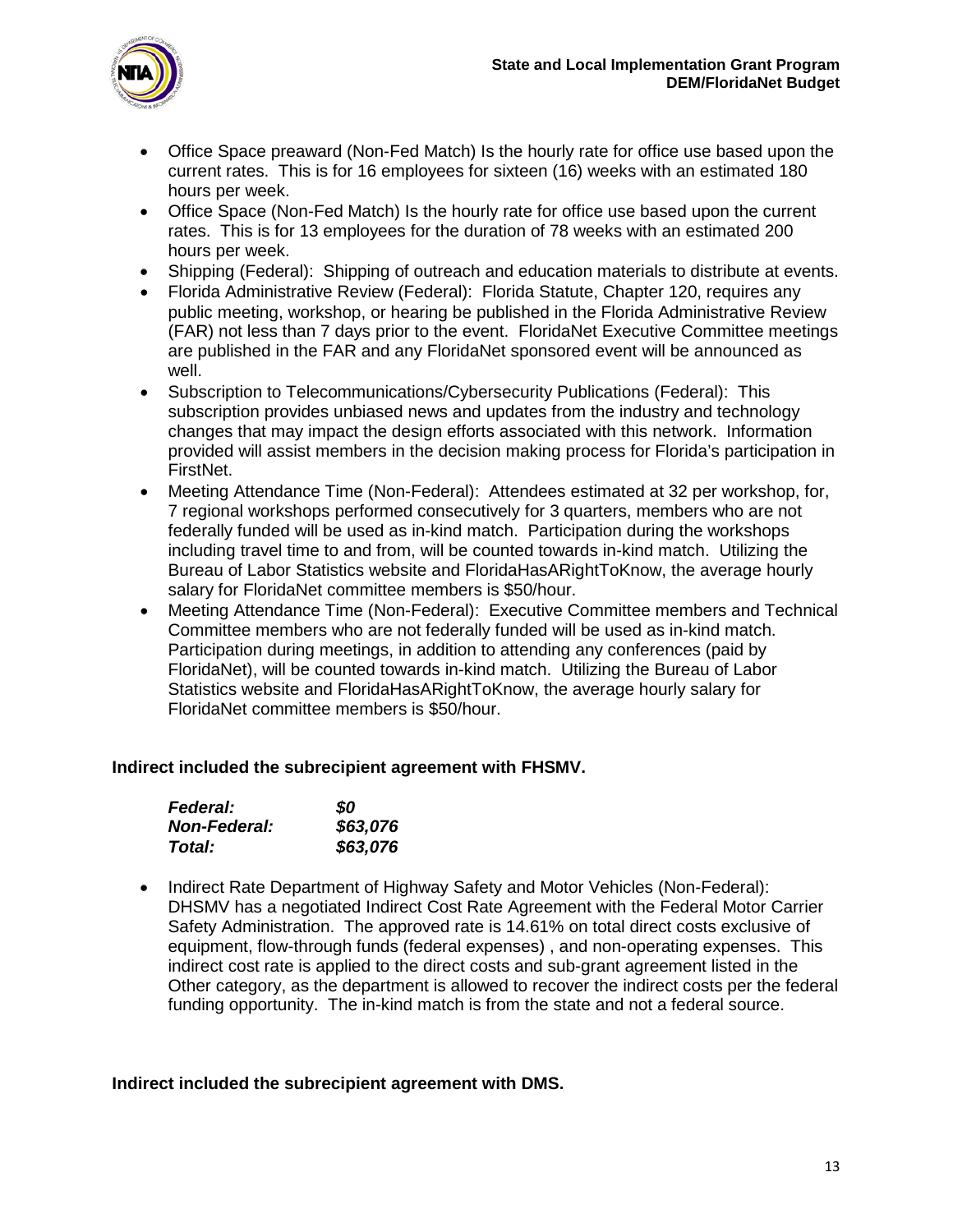- Office Space preaward (Non-Fed Match) Is the hourly rate for office use based upon the current rates. This is for 16 employees for sixteen (16) weeks with an estimated 180 hours per week.
- Office Space (Non-Fed Match) Is the hourly rate for office use based upon the current rates. This is for 13 employees for the duration of 78 weeks with an estimated 200 hours per week.
- Shipping (Federal): Shipping of outreach and education materials to distribute at events.
- Florida Administrative Review (Federal): Florida Statute, Chapter 120, requires any public meeting, workshop, or hearing be published in the Florida Administrative Review (FAR) not less than 7 days prior to the event. FloridaNet Executive Committee meetings are published in the FAR and any FloridaNet sponsored event will be announced as well.
- Subscription to Telecommunications/Cybersecurity Publications (Federal): This subscription provides unbiased news and updates from the industry and technology changes that may impact the design efforts associated with this network. Information provided will assist members in the decision making process for Florida's participation in FirstNet.
- Meeting Attendance Time (Non-Federal): Attendees estimated at 32 per workshop, for, 7 regional workshops performed consecutively for 3 quarters, members who are not federally funded will be used as in-kind match. Participation during the workshops including travel time to and from, will be counted towards in-kind match. Utilizing the Bureau of Labor Statistics website and FloridaHasARightToKnow, the average hourly salary for FloridaNet committee members is $50/hour.
- Meeting Attendance Time (Non-Federal): Executive Committee members and Technical Committee members who are not federally funded will be used as in-kind match. Participation during meetings, in addition to attending any conferences (paid by FloridaNet), will be counted towards in-kind match. Utilizing the Bureau of Labor Statistics website and FloridaHasARightToKnow, the average hourly salary for FloridaNet committee members is $50/hour.

**Indirect included the subrecipient agreement with FHSMV.**

| | |
|---|---|
| ***Federal:*** | ***$0*** |
| ***Non-Federal:*** | ***$63,076*** |
| ***Total:*** | ***$63,076*** |

- Indirect Rate Department of Highway Safety and Motor Vehicles (Non-Federal): DHSMV has a negotiated Indirect Cost Rate Agreement with the Federal Motor Carrier Safety Administration. The approved rate is 14.61% on total direct costs exclusive of equipment, flow-through funds (federal expenses) , and non-operating expenses. This indirect cost rate is applied to the direct costs and sub-grant agreement listed in the Other category, as the department is allowed to recover the indirect costs per the federal funding opportunity. The in-kind match is from the state and not a federal source.

**Indirect included the subrecipient agreement with DMS.**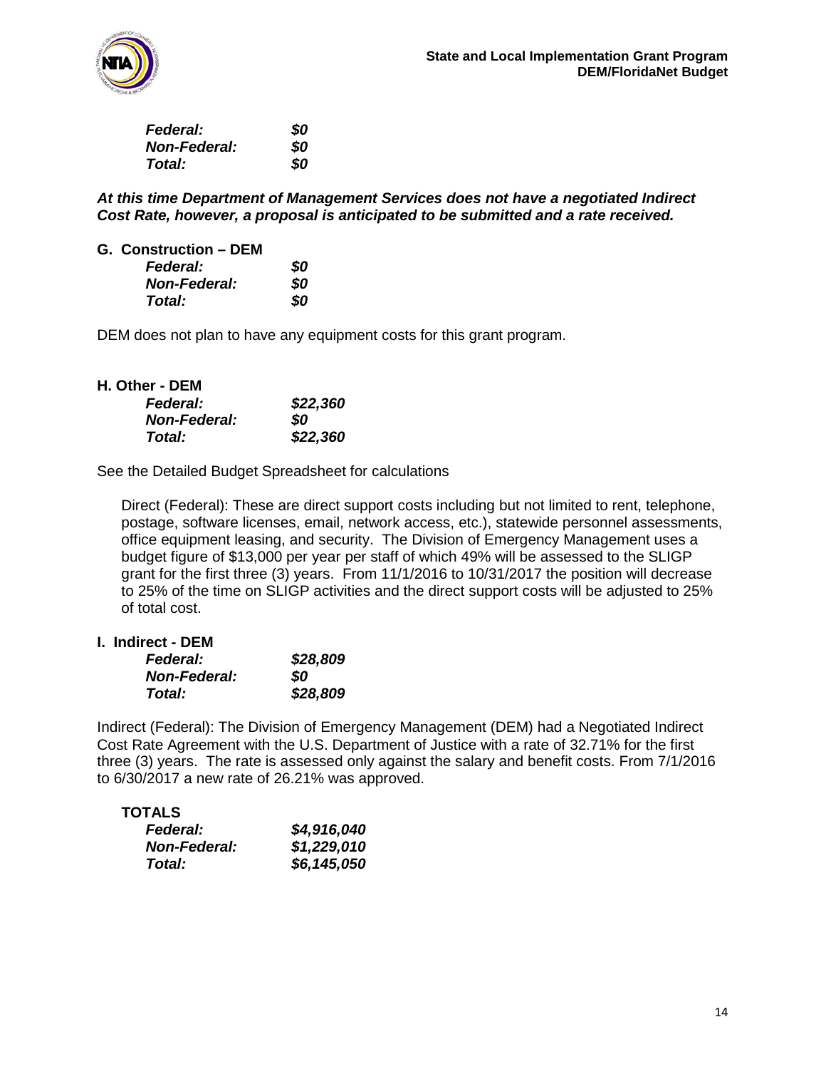*Federal: $0*
*Non-Federal: $0*
*Total: $0*

***At this time Department of Management Services does not have a negotiated Indirect Cost Rate, however, a proposal is anticipated to be submitted and a rate received.***

**G. Construction – DEM**

*Federal: $0*
*Non-Federal: $0*
*Total: $0*

DEM does not plan to have any equipment costs for this grant program.

**H. Other - DEM**

*Federal: $22,360*
*Non-Federal: $0*
*Total: $22,360*

See the Detailed Budget Spreadsheet for calculations

Direct (Federal): These are direct support costs including but not limited to rent, telephone, postage, software licenses, email, network access, etc.), statewide personnel assessments, office equipment leasing, and security. The Division of Emergency Management uses a budget figure of $13,000 per year per staff of which 49% will be assessed to the SLIGP grant for the first three (3) years. From 11/1/2016 to 10/31/2017 the position will decrease to 25% of the time on SLIGP activities and the direct support costs will be adjusted to 25% of total cost.

**I. Indirect - DEM**

*Federal: $28,809*
*Non-Federal: $0*
*Total: $28,809*

Indirect (Federal): The Division of Emergency Management (DEM) had a Negotiated Indirect Cost Rate Agreement with the U.S. Department of Justice with a rate of 32.71% for the first three (3) years. The rate is assessed only against the salary and benefit costs. From 7/1/2016 to 6/30/2017 a new rate of 26.21% was approved.

**TOTALS**

*Federal: $4,916,040*
*Non-Federal: $1,229,010*
*Total: $6,145,050*